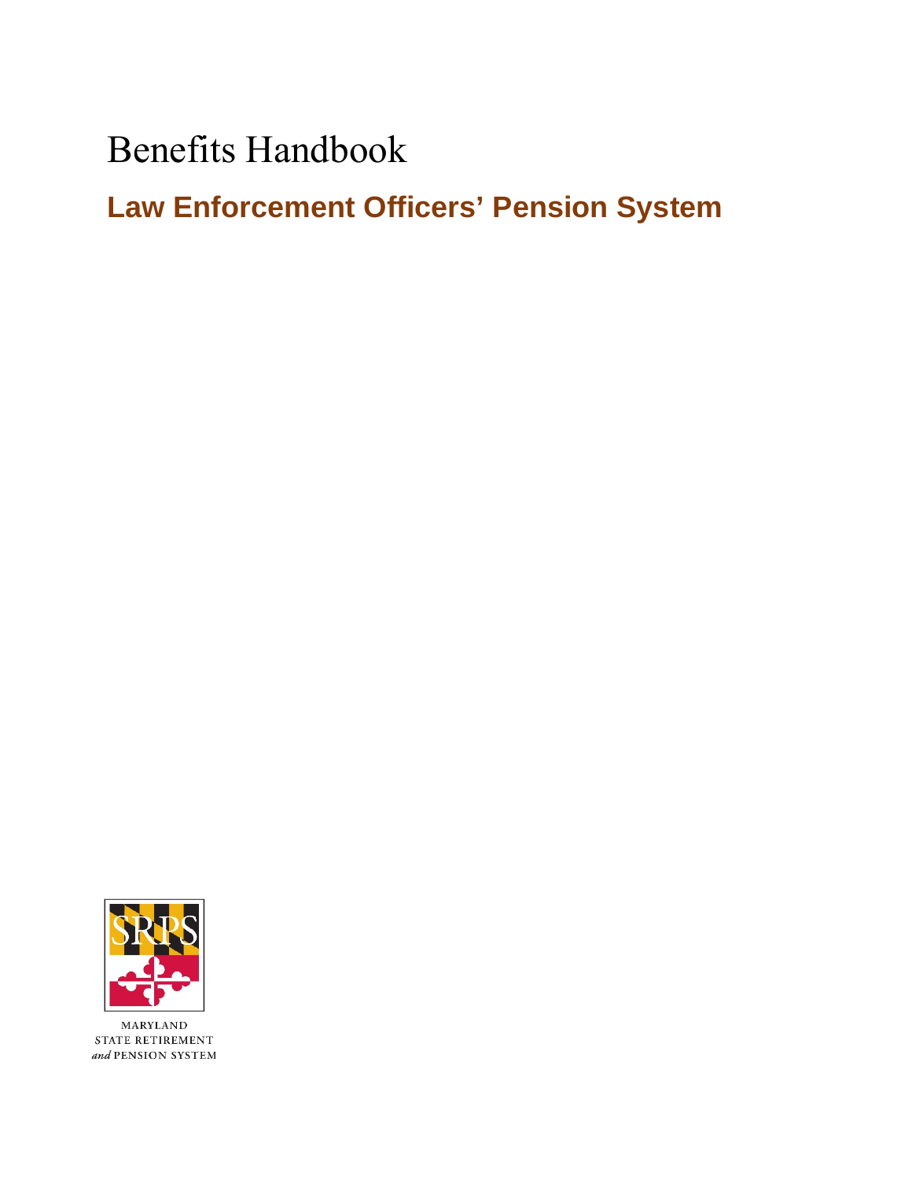# Benefits Handbook

## Law Enforcement Officers' Pension System

MARYLAND
STATE RETIREMENT
*and* PENSION SYSTEM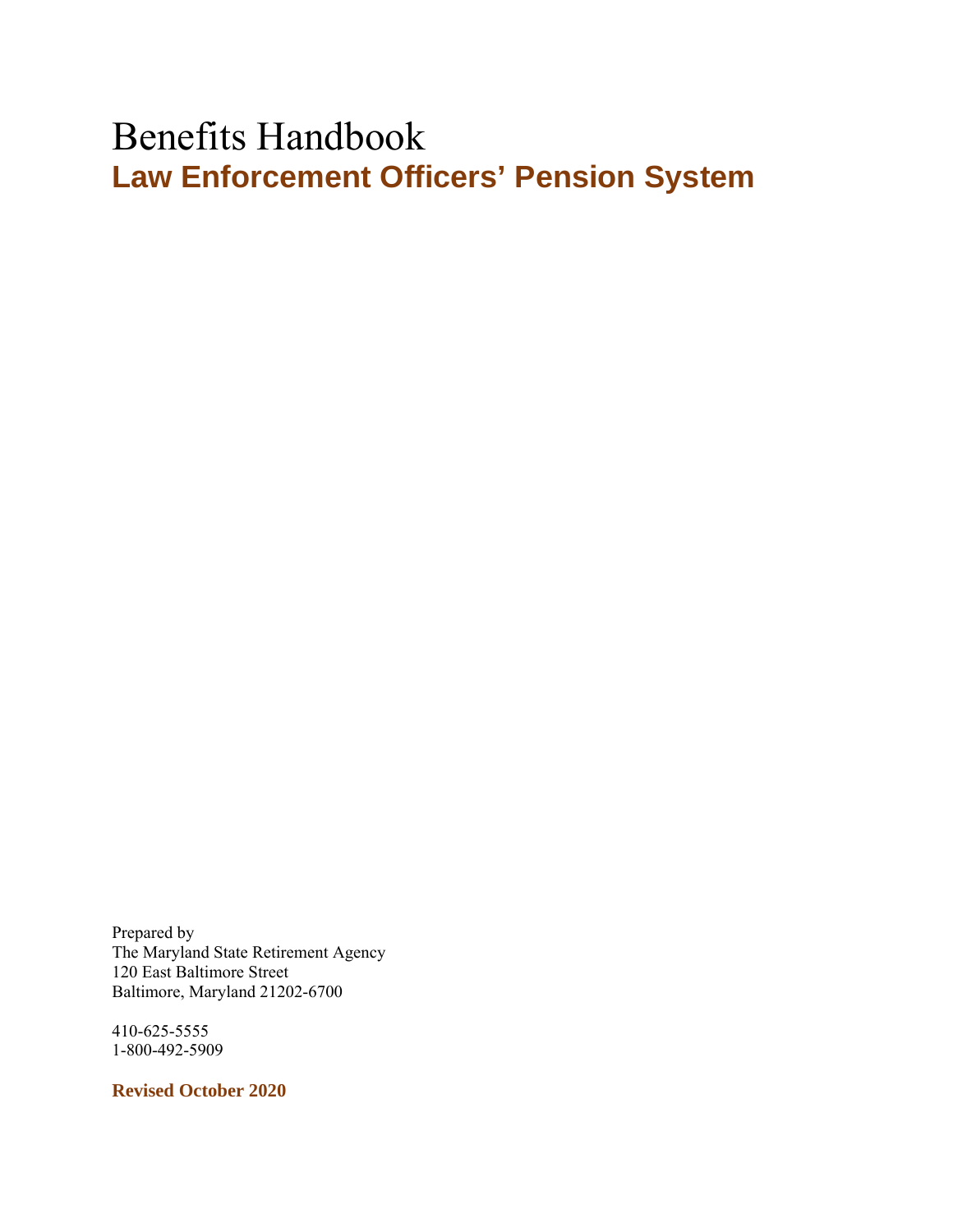# Benefits Handbook

## Law Enforcement Officers' Pension System

Prepared by
The Maryland State Retirement Agency
120 East Baltimore Street
Baltimore, Maryland 21202-6700

410-625-5555
1-800-492-5909

**Revised October 2020**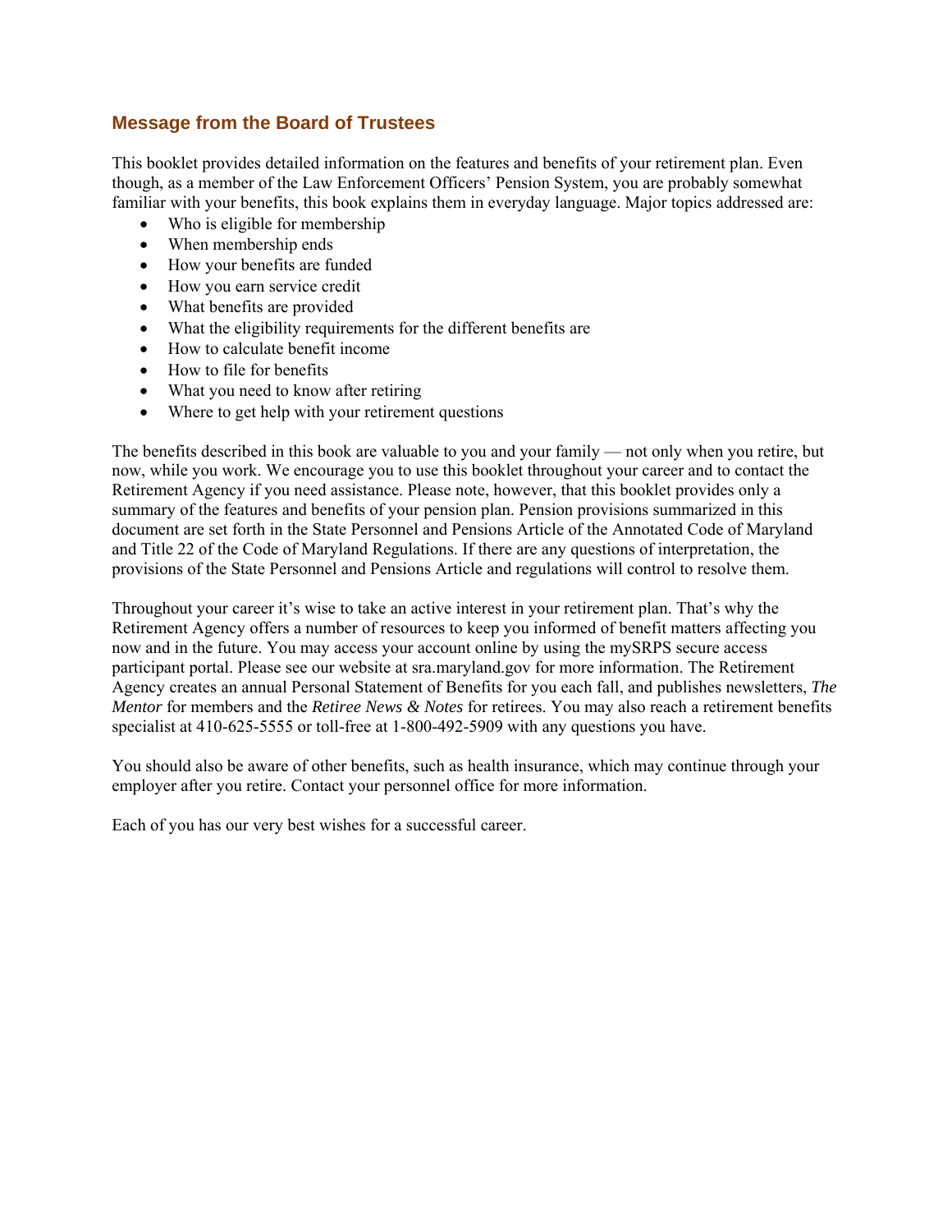## Message from the Board of Trustees

This booklet provides detailed information on the features and benefits of your retirement plan. Even though, as a member of the Law Enforcement Officers' Pension System, you are probably somewhat familiar with your benefits, this book explains them in everyday language. Major topics addressed are:

- Who is eligible for membership
- When membership ends
- How your benefits are funded
- How you earn service credit
- What benefits are provided
- What the eligibility requirements for the different benefits are
- How to calculate benefit income
- How to file for benefits
- What you need to know after retiring
- Where to get help with your retirement questions

The benefits described in this book are valuable to you and your family — not only when you retire, but now, while you work. We encourage you to use this booklet throughout your career and to contact the Retirement Agency if you need assistance. Please note, however, that this booklet provides only a summary of the features and benefits of your pension plan. Pension provisions summarized in this document are set forth in the State Personnel and Pensions Article of the Annotated Code of Maryland and Title 22 of the Code of Maryland Regulations. If there are any questions of interpretation, the provisions of the State Personnel and Pensions Article and regulations will control to resolve them.

Throughout your career it's wise to take an active interest in your retirement plan. That's why the Retirement Agency offers a number of resources to keep you informed of benefit matters affecting you now and in the future. You may access your account online by using the mySRPS secure access participant portal. Please see our website at sra.maryland.gov for more information. The Retirement Agency creates an annual Personal Statement of Benefits for you each fall, and publishes newsletters, *The Mentor* for members and the *Retiree News & Notes* for retirees. You may also reach a retirement benefits specialist at 410-625-5555 or toll-free at 1-800-492-5909 with any questions you have.

You should also be aware of other benefits, such as health insurance, which may continue through your employer after you retire. Contact your personnel office for more information.

Each of you has our very best wishes for a successful career.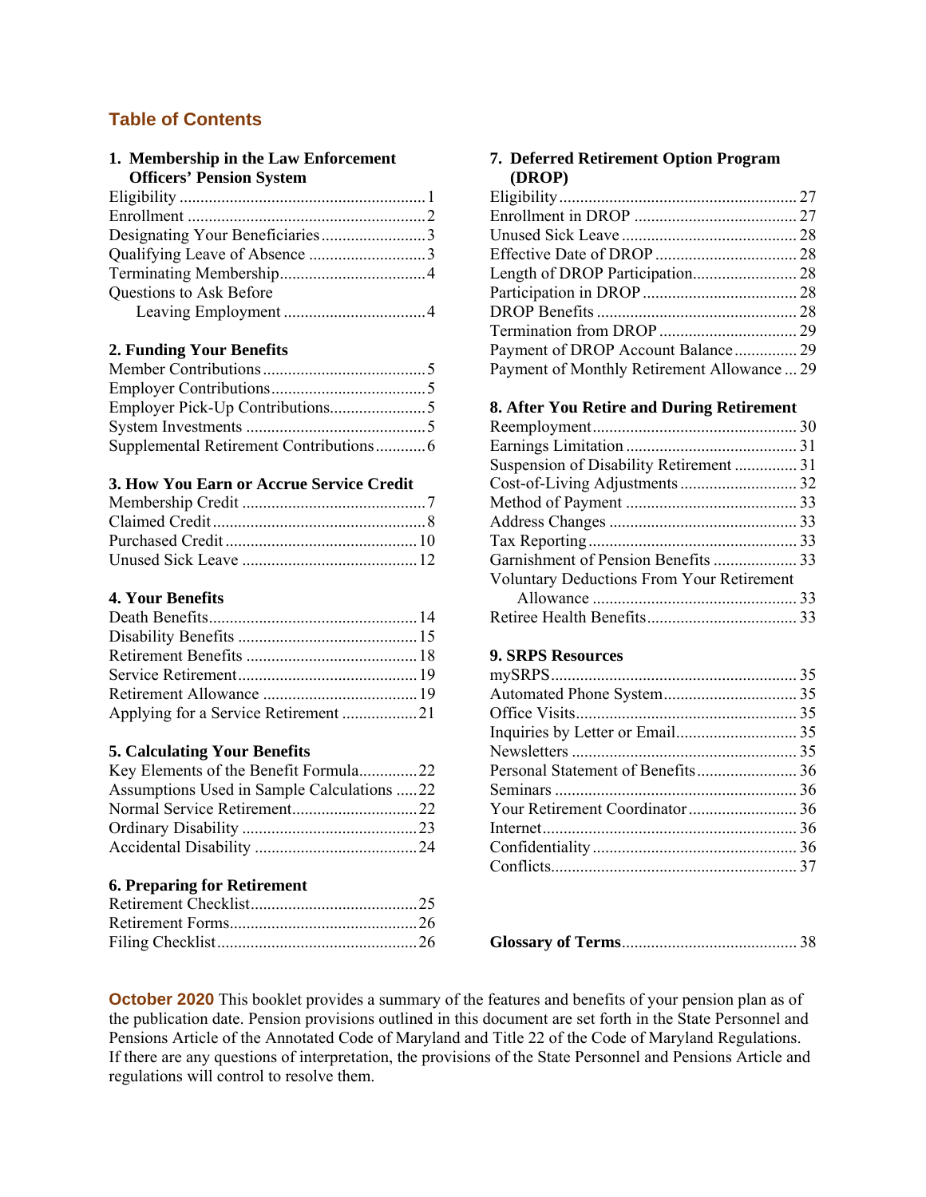## Table of Contents

**1. Membership in the Law Enforcement Officers' Pension System**

Eligibility ........ 1
Enrollment ........ 2
Designating Your Beneficiaries ........ 3
Qualifying Leave of Absence ........ 3
Terminating Membership ........ 4
Questions to Ask Before Leaving Employment ........ 4

**2. Funding Your Benefits**

Member Contributions ........ 5
Employer Contributions ........ 5
Employer Pick-Up Contributions ........ 5
System Investments ........ 5
Supplemental Retirement Contributions ........ 6

**3. How You Earn or Accrue Service Credit**

Membership Credit ........ 7
Claimed Credit ........ 8
Purchased Credit ........ 10
Unused Sick Leave ........ 12

**4. Your Benefits**

Death Benefits ........ 14
Disability Benefits ........ 15
Retirement Benefits ........ 18
Service Retirement ........ 19
Retirement Allowance ........ 19
Applying for a Service Retirement ........ 21

**5. Calculating Your Benefits**

Key Elements of the Benefit Formula ........ 22
Assumptions Used in Sample Calculations ........ 22
Normal Service Retirement ........ 22
Ordinary Disability ........ 23
Accidental Disability ........ 24

**6. Preparing for Retirement**

Retirement Checklist ........ 25
Retirement Forms ........ 26
Filing Checklist ........ 26

**7. Deferred Retirement Option Program (DROP)**

Eligibility ........ 27
Enrollment in DROP ........ 27
Unused Sick Leave ........ 28
Effective Date of DROP ........ 28
Length of DROP Participation ........ 28
Participation in DROP ........ 28
DROP Benefits ........ 28
Termination from DROP ........ 29
Payment of DROP Account Balance ........ 29
Payment of Monthly Retirement Allowance ........ 29

**8. After You Retire and During Retirement**

Reemployment ........ 30
Earnings Limitation ........ 31
Suspension of Disability Retirement ........ 31
Cost-of-Living Adjustments ........ 32
Method of Payment ........ 33
Address Changes ........ 33
Tax Reporting ........ 33
Garnishment of Pension Benefits ........ 33
Voluntary Deductions From Your Retirement Allowance ........ 33
Retiree Health Benefits ........ 33

**9. SRPS Resources**

mySRPS ........ 35
Automated Phone System ........ 35
Office Visits ........ 35
Inquiries by Letter or Email ........ 35
Newsletters ........ 35
Personal Statement of Benefits ........ 36
Seminars ........ 36
Your Retirement Coordinator ........ 36
Internet ........ 36
Confidentiality ........ 36
Conflicts ........ 37

**Glossary of Terms** ........ 38

**October 2020** This booklet provides a summary of the features and benefits of your pension plan as of the publication date. Pension provisions outlined in this document are set forth in the State Personnel and Pensions Article of the Annotated Code of Maryland and Title 22 of the Code of Maryland Regulations. If there are any questions of interpretation, the provisions of the State Personnel and Pensions Article and regulations will control to resolve them.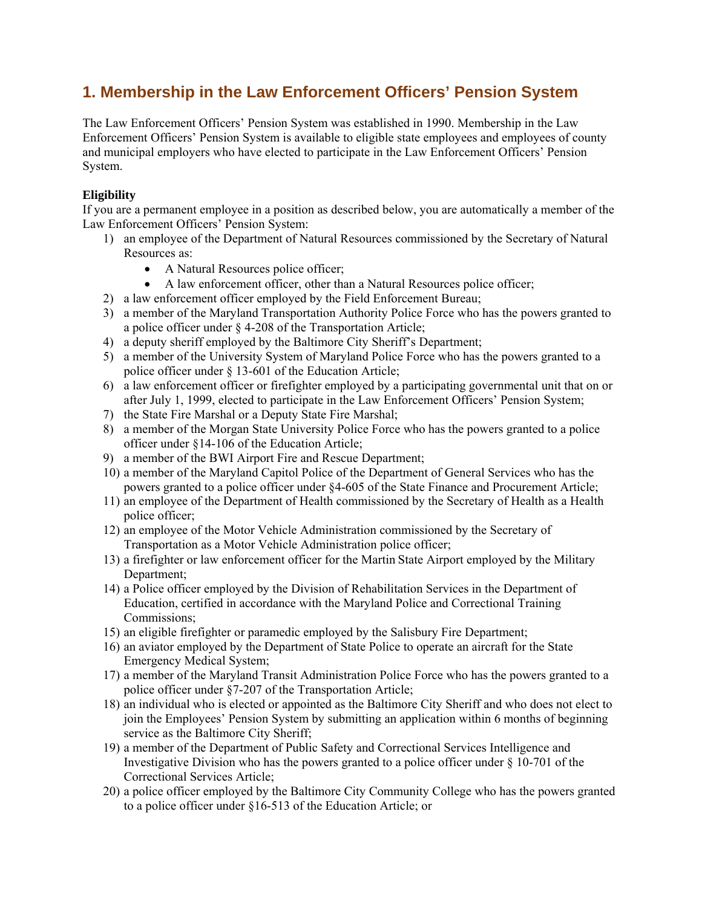## 1. Membership in the Law Enforcement Officers' Pension System

The Law Enforcement Officers' Pension System was established in 1990. Membership in the Law Enforcement Officers' Pension System is available to eligible state employees and employees of county and municipal employers who have elected to participate in the Law Enforcement Officers' Pension System.

**Eligibility**

If you are a permanent employee in a position as described below, you are automatically a member of the Law Enforcement Officers' Pension System:

1) an employee of the Department of Natural Resources commissioned by the Secretary of Natural Resources as:
   - A Natural Resources police officer;
   - A law enforcement officer, other than a Natural Resources police officer;
2) a law enforcement officer employed by the Field Enforcement Bureau;
3) a member of the Maryland Transportation Authority Police Force who has the powers granted to a police officer under § 4-208 of the Transportation Article;
4) a deputy sheriff employed by the Baltimore City Sheriff's Department;
5) a member of the University System of Maryland Police Force who has the powers granted to a police officer under § 13-601 of the Education Article;
6) a law enforcement officer or firefighter employed by a participating governmental unit that on or after July 1, 1999, elected to participate in the Law Enforcement Officers' Pension System;
7) the State Fire Marshal or a Deputy State Fire Marshal;
8) a member of the Morgan State University Police Force who has the powers granted to a police officer under §14-106 of the Education Article;
9) a member of the BWI Airport Fire and Rescue Department;
10) a member of the Maryland Capitol Police of the Department of General Services who has the powers granted to a police officer under §4-605 of the State Finance and Procurement Article;
11) an employee of the Department of Health commissioned by the Secretary of Health as a Health police officer;
12) an employee of the Motor Vehicle Administration commissioned by the Secretary of Transportation as a Motor Vehicle Administration police officer;
13) a firefighter or law enforcement officer for the Martin State Airport employed by the Military Department;
14) a Police officer employed by the Division of Rehabilitation Services in the Department of Education, certified in accordance with the Maryland Police and Correctional Training Commissions;
15) an eligible firefighter or paramedic employed by the Salisbury Fire Department;
16) an aviator employed by the Department of State Police to operate an aircraft for the State Emergency Medical System;
17) a member of the Maryland Transit Administration Police Force who has the powers granted to a police officer under §7-207 of the Transportation Article;
18) an individual who is elected or appointed as the Baltimore City Sheriff and who does not elect to join the Employees' Pension System by submitting an application within 6 months of beginning service as the Baltimore City Sheriff;
19) a member of the Department of Public Safety and Correctional Services Intelligence and Investigative Division who has the powers granted to a police officer under § 10-701 of the Correctional Services Article;
20) a police officer employed by the Baltimore City Community College who has the powers granted to a police officer under §16-513 of the Education Article; or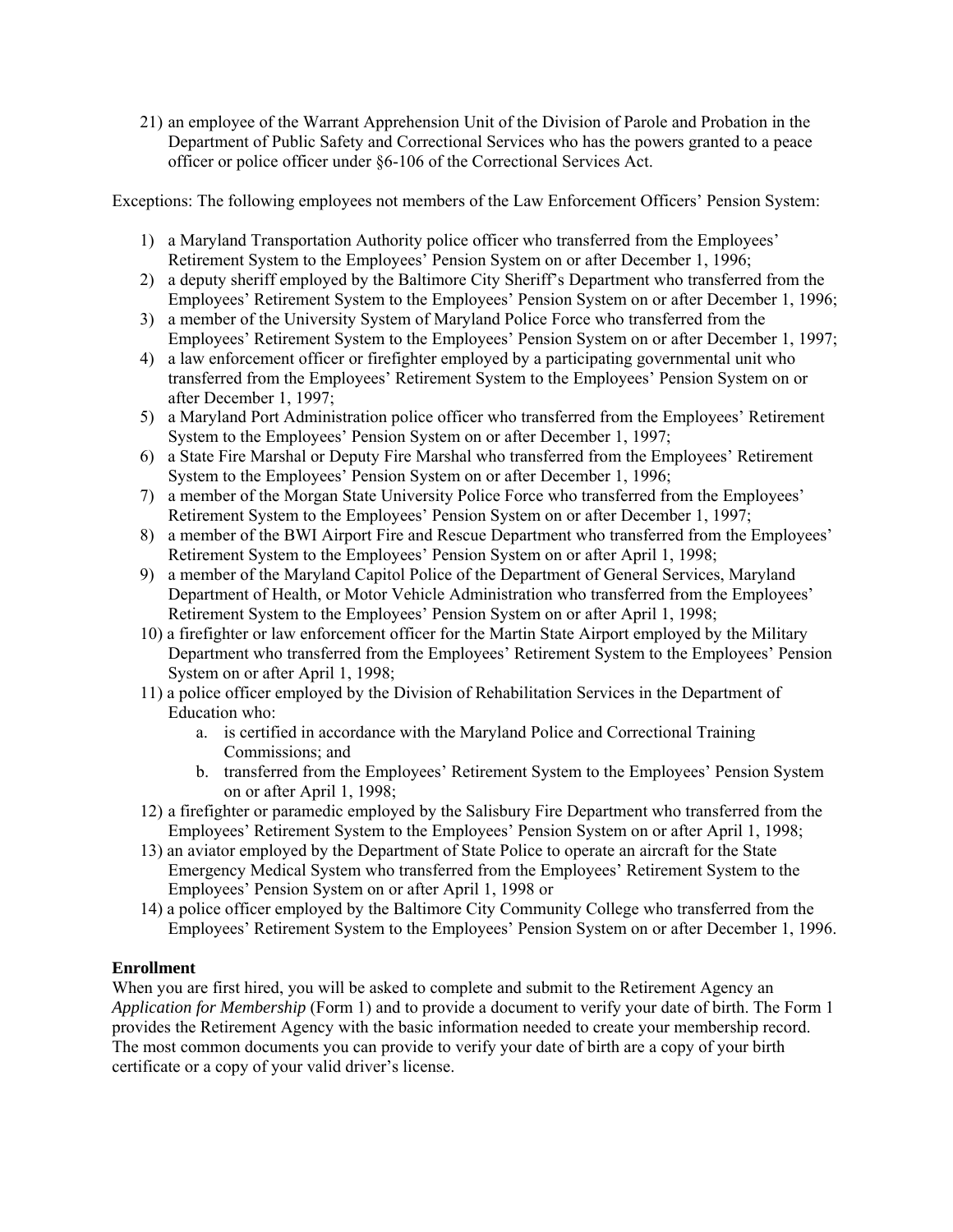21) an employee of the Warrant Apprehension Unit of the Division of Parole and Probation in the Department of Public Safety and Correctional Services who has the powers granted to a peace officer or police officer under §6-106 of the Correctional Services Act.

Exceptions: The following employees not members of the Law Enforcement Officers' Pension System:

1) a Maryland Transportation Authority police officer who transferred from the Employees' Retirement System to the Employees' Pension System on or after December 1, 1996;
2) a deputy sheriff employed by the Baltimore City Sheriff's Department who transferred from the Employees' Retirement System to the Employees' Pension System on or after December 1, 1996;
3) a member of the University System of Maryland Police Force who transferred from the Employees' Retirement System to the Employees' Pension System on or after December 1, 1997;
4) a law enforcement officer or firefighter employed by a participating governmental unit who transferred from the Employees' Retirement System to the Employees' Pension System on or after December 1, 1997;
5) a Maryland Port Administration police officer who transferred from the Employees' Retirement System to the Employees' Pension System on or after December 1, 1997;
6) a State Fire Marshal or Deputy Fire Marshal who transferred from the Employees' Retirement System to the Employees' Pension System on or after December 1, 1996;
7) a member of the Morgan State University Police Force who transferred from the Employees' Retirement System to the Employees' Pension System on or after December 1, 1997;
8) a member of the BWI Airport Fire and Rescue Department who transferred from the Employees' Retirement System to the Employees' Pension System on or after April 1, 1998;
9) a member of the Maryland Capitol Police of the Department of General Services, Maryland Department of Health, or Motor Vehicle Administration who transferred from the Employees' Retirement System to the Employees' Pension System on or after April 1, 1998;
10) a firefighter or law enforcement officer for the Martin State Airport employed by the Military Department who transferred from the Employees' Retirement System to the Employees' Pension System on or after April 1, 1998;
11) a police officer employed by the Division of Rehabilitation Services in the Department of Education who:
    a. is certified in accordance with the Maryland Police and Correctional Training Commissions; and
    b. transferred from the Employees' Retirement System to the Employees' Pension System on or after April 1, 1998;
12) a firefighter or paramedic employed by the Salisbury Fire Department who transferred from the Employees' Retirement System to the Employees' Pension System on or after April 1, 1998;
13) an aviator employed by the Department of State Police to operate an aircraft for the State Emergency Medical System who transferred from the Employees' Retirement System to the Employees' Pension System on or after April 1, 1998 or
14) a police officer employed by the Baltimore City Community College who transferred from the Employees' Retirement System to the Employees' Pension System on or after December 1, 1996.

**Enrollment**

When you are first hired, you will be asked to complete and submit to the Retirement Agency an *Application for Membership* (Form 1) and to provide a document to verify your date of birth. The Form 1 provides the Retirement Agency with the basic information needed to create your membership record. The most common documents you can provide to verify your date of birth are a copy of your birth certificate or a copy of your valid driver's license.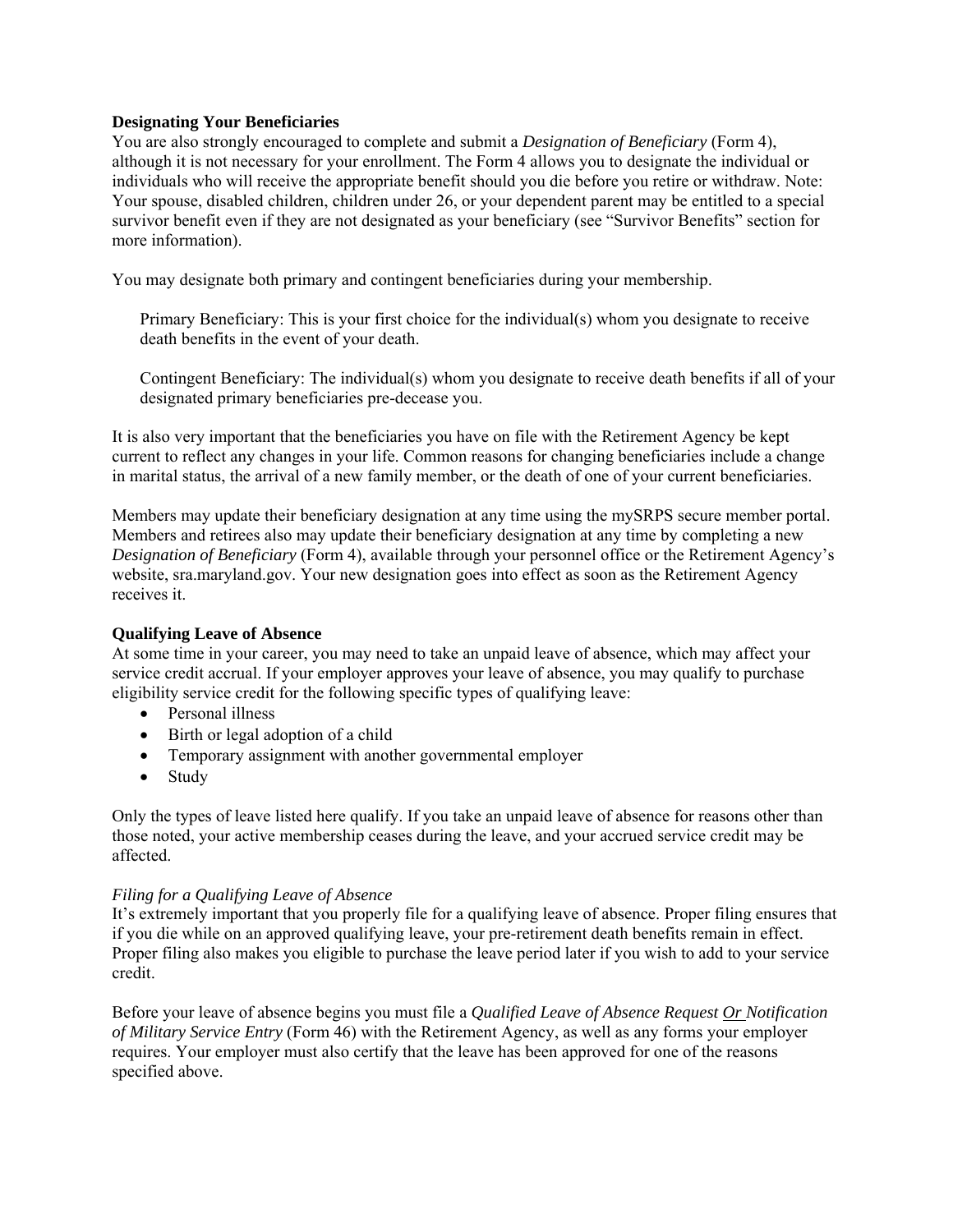**Designating Your Beneficiaries**

You are also strongly encouraged to complete and submit a *Designation of Beneficiary* (Form 4), although it is not necessary for your enrollment. The Form 4 allows you to designate the individual or individuals who will receive the appropriate benefit should you die before you retire or withdraw. Note: Your spouse, disabled children, children under 26, or your dependent parent may be entitled to a special survivor benefit even if they are not designated as your beneficiary (see "Survivor Benefits" section for more information).

You may designate both primary and contingent beneficiaries during your membership.

Primary Beneficiary: This is your first choice for the individual(s) whom you designate to receive death benefits in the event of your death.

Contingent Beneficiary: The individual(s) whom you designate to receive death benefits if all of your designated primary beneficiaries pre-decease you.

It is also very important that the beneficiaries you have on file with the Retirement Agency be kept current to reflect any changes in your life. Common reasons for changing beneficiaries include a change in marital status, the arrival of a new family member, or the death of one of your current beneficiaries.

Members may update their beneficiary designation at any time using the mySRPS secure member portal. Members and retirees also may update their beneficiary designation at any time by completing a new *Designation of Beneficiary* (Form 4), available through your personnel office or the Retirement Agency's website, sra.maryland.gov. Your new designation goes into effect as soon as the Retirement Agency receives it.

**Qualifying Leave of Absence**

At some time in your career, you may need to take an unpaid leave of absence, which may affect your service credit accrual. If your employer approves your leave of absence, you may qualify to purchase eligibility service credit for the following specific types of qualifying leave:

- Personal illness
- Birth or legal adoption of a child
- Temporary assignment with another governmental employer
- Study

Only the types of leave listed here qualify. If you take an unpaid leave of absence for reasons other than those noted, your active membership ceases during the leave, and your accrued service credit may be affected.

*Filing for a Qualifying Leave of Absence*

It's extremely important that you properly file for a qualifying leave of absence. Proper filing ensures that if you die while on an approved qualifying leave, your pre-retirement death benefits remain in effect. Proper filing also makes you eligible to purchase the leave period later if you wish to add to your service credit.

Before your leave of absence begins you must file a *Qualified Leave of Absence Request Or Notification of Military Service Entry* (Form 46) with the Retirement Agency, as well as any forms your employer requires. Your employer must also certify that the leave has been approved for one of the reasons specified above.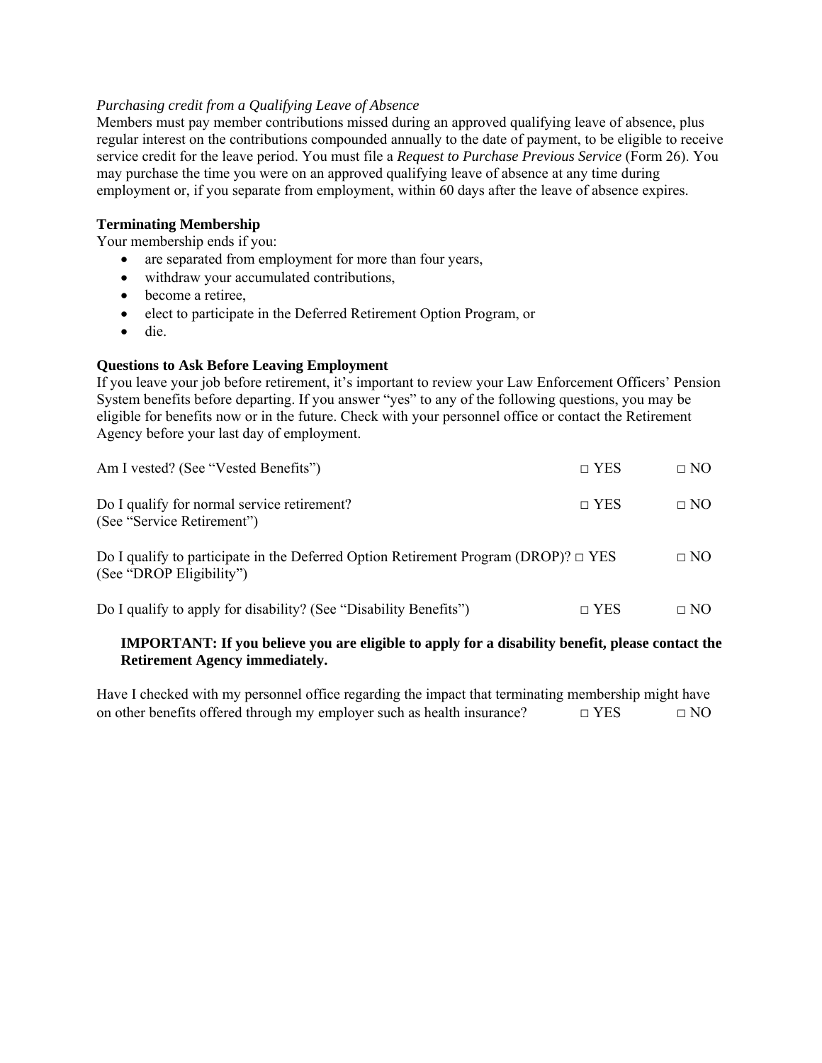*Purchasing credit from a Qualifying Leave of Absence*

Members must pay member contributions missed during an approved qualifying leave of absence, plus regular interest on the contributions compounded annually to the date of payment, to be eligible to receive service credit for the leave period. You must file a *Request to Purchase Previous Service* (Form 26). You may purchase the time you were on an approved qualifying leave of absence at any time during employment or, if you separate from employment, within 60 days after the leave of absence expires.

**Terminating Membership**

Your membership ends if you:

- are separated from employment for more than four years,
- withdraw your accumulated contributions,
- become a retiree,
- elect to participate in the Deferred Retirement Option Program, or
- die.

**Questions to Ask Before Leaving Employment**

If you leave your job before retirement, it's important to review your Law Enforcement Officers' Pension System benefits before departing. If you answer "yes" to any of the following questions, you may be eligible for benefits now or in the future. Check with your personnel office or contact the Retirement Agency before your last day of employment.

| | | |
|---|---|---|
| Am I vested? (See "Vested Benefits") | □ YES | □ NO |
| Do I qualify for normal service retirement? (See "Service Retirement") | □ YES | □ NO |
| Do I qualify to participate in the Deferred Option Retirement Program (DROP)? (See "DROP Eligibility") | □ YES | □ NO |
| Do I qualify to apply for disability? (See "Disability Benefits") | □ YES | □ NO |

**IMPORTANT: If you believe you are eligible to apply for a disability benefit, please contact the Retirement Agency immediately.**

Have I checked with my personnel office regarding the impact that terminating membership might have on other benefits offered through my employer such as health insurance? □ YES □ NO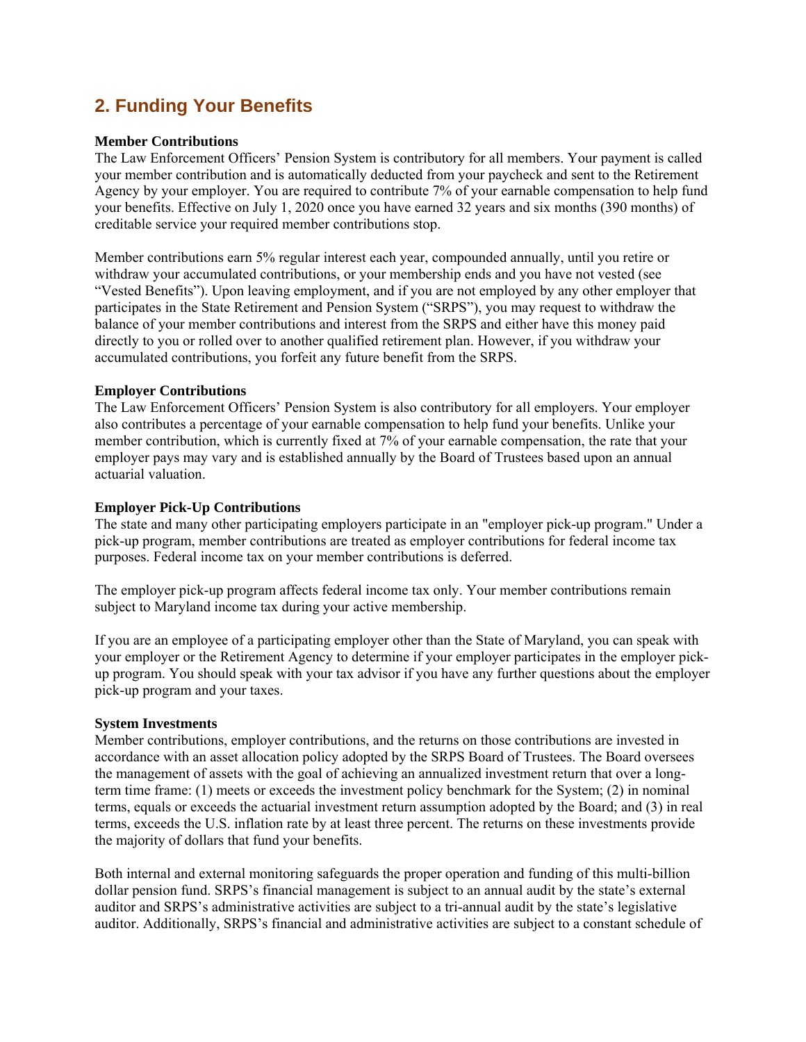## 2. Funding Your Benefits

**Member Contributions**

The Law Enforcement Officers' Pension System is contributory for all members. Your payment is called your member contribution and is automatically deducted from your paycheck and sent to the Retirement Agency by your employer. You are required to contribute 7% of your earnable compensation to help fund your benefits. Effective on July 1, 2020 once you have earned 32 years and six months (390 months) of creditable service your required member contributions stop.

Member contributions earn 5% regular interest each year, compounded annually, until you retire or withdraw your accumulated contributions, or your membership ends and you have not vested (see "Vested Benefits"). Upon leaving employment, and if you are not employed by any other employer that participates in the State Retirement and Pension System ("SRPS"), you may request to withdraw the balance of your member contributions and interest from the SRPS and either have this money paid directly to you or rolled over to another qualified retirement plan. However, if you withdraw your accumulated contributions, you forfeit any future benefit from the SRPS.

**Employer Contributions**

The Law Enforcement Officers' Pension System is also contributory for all employers. Your employer also contributes a percentage of your earnable compensation to help fund your benefits. Unlike your member contribution, which is currently fixed at 7% of your earnable compensation, the rate that your employer pays may vary and is established annually by the Board of Trustees based upon an annual actuarial valuation.

**Employer Pick-Up Contributions**

The state and many other participating employers participate in an "employer pick-up program." Under a pick-up program, member contributions are treated as employer contributions for federal income tax purposes. Federal income tax on your member contributions is deferred.

The employer pick-up program affects federal income tax only. Your member contributions remain subject to Maryland income tax during your active membership.

If you are an employee of a participating employer other than the State of Maryland, you can speak with your employer or the Retirement Agency to determine if your employer participates in the employer pick-up program. You should speak with your tax advisor if you have any further questions about the employer pick-up program and your taxes.

**System Investments**

Member contributions, employer contributions, and the returns on those contributions are invested in accordance with an asset allocation policy adopted by the SRPS Board of Trustees. The Board oversees the management of assets with the goal of achieving an annualized investment return that over a long-term time frame: (1) meets or exceeds the investment policy benchmark for the System; (2) in nominal terms, equals or exceeds the actuarial investment return assumption adopted by the Board; and (3) in real terms, exceeds the U.S. inflation rate by at least three percent. The returns on these investments provide the majority of dollars that fund your benefits.

Both internal and external monitoring safeguards the proper operation and funding of this multi-billion dollar pension fund. SRPS's financial management is subject to an annual audit by the state's external auditor and SRPS's administrative activities are subject to a tri-annual audit by the state's legislative auditor. Additionally, SRPS's financial and administrative activities are subject to a constant schedule of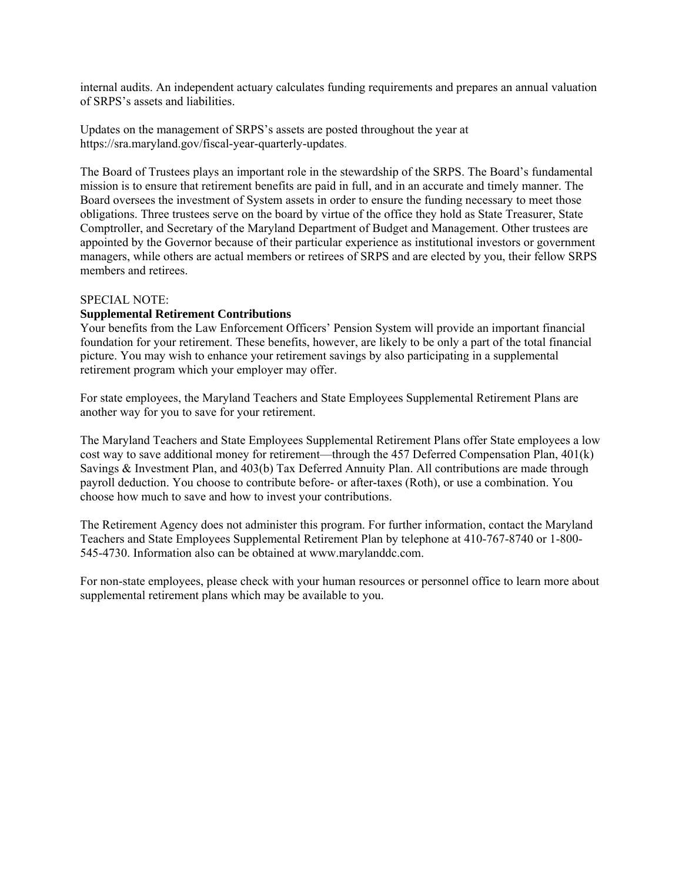internal audits. An independent actuary calculates funding requirements and prepares an annual valuation of SRPS's assets and liabilities.

Updates on the management of SRPS's assets are posted throughout the year at https://sra.maryland.gov/fiscal-year-quarterly-updates.

The Board of Trustees plays an important role in the stewardship of the SRPS. The Board's fundamental mission is to ensure that retirement benefits are paid in full, and in an accurate and timely manner. The Board oversees the investment of System assets in order to ensure the funding necessary to meet those obligations. Three trustees serve on the board by virtue of the office they hold as State Treasurer, State Comptroller, and Secretary of the Maryland Department of Budget and Management. Other trustees are appointed by the Governor because of their particular experience as institutional investors or government managers, while others are actual members or retirees of SRPS and are elected by you, their fellow SRPS members and retirees.

SPECIAL NOTE:

**Supplemental Retirement Contributions**

Your benefits from the Law Enforcement Officers' Pension System will provide an important financial foundation for your retirement. These benefits, however, are likely to be only a part of the total financial picture. You may wish to enhance your retirement savings by also participating in a supplemental retirement program which your employer may offer.

For state employees, the Maryland Teachers and State Employees Supplemental Retirement Plans are another way for you to save for your retirement.

The Maryland Teachers and State Employees Supplemental Retirement Plans offer State employees a low cost way to save additional money for retirement—through the 457 Deferred Compensation Plan, 401(k) Savings & Investment Plan, and 403(b) Tax Deferred Annuity Plan. All contributions are made through payroll deduction. You choose to contribute before- or after-taxes (Roth), or use a combination. You choose how much to save and how to invest your contributions.

The Retirement Agency does not administer this program. For further information, contact the Maryland Teachers and State Employees Supplemental Retirement Plan by telephone at 410-767-8740 or 1-800-545-4730. Information also can be obtained at www.marylanddc.com.

For non-state employees, please check with your human resources or personnel office to learn more about supplemental retirement plans which may be available to you.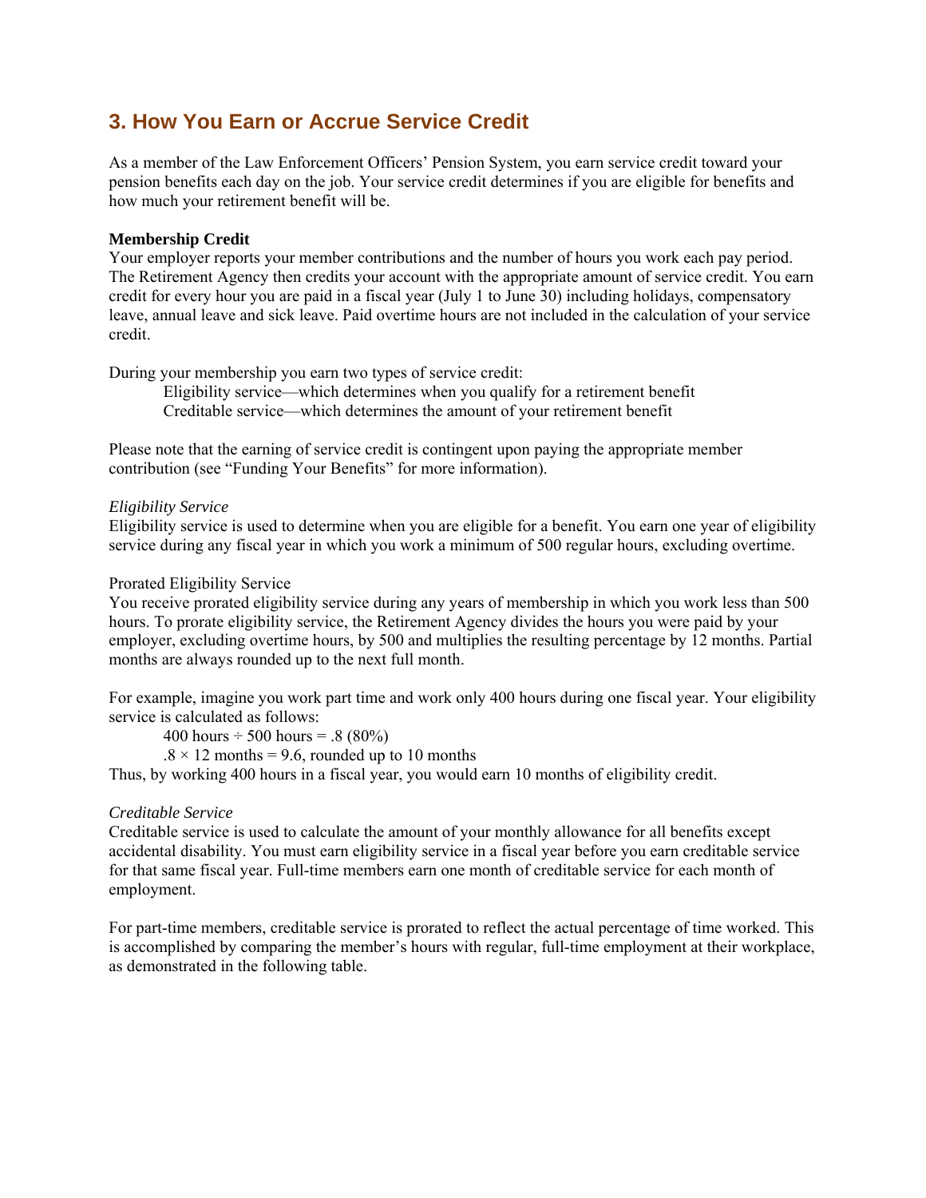## 3. How You Earn or Accrue Service Credit

As a member of the Law Enforcement Officers' Pension System, you earn service credit toward your pension benefits each day on the job. Your service credit determines if you are eligible for benefits and how much your retirement benefit will be.

**Membership Credit**

Your employer reports your member contributions and the number of hours you work each pay period. The Retirement Agency then credits your account with the appropriate amount of service credit. You earn credit for every hour you are paid in a fiscal year (July 1 to June 30) including holidays, compensatory leave, annual leave and sick leave. Paid overtime hours are not included in the calculation of your service credit.

During your membership you earn two types of service credit:

Eligibility service—which determines when you qualify for a retirement benefit

Creditable service—which determines the amount of your retirement benefit

Please note that the earning of service credit is contingent upon paying the appropriate member contribution (see "Funding Your Benefits" for more information).

*Eligibility Service*

Eligibility service is used to determine when you are eligible for a benefit. You earn one year of eligibility service during any fiscal year in which you work a minimum of 500 regular hours, excluding overtime.

Prorated Eligibility Service

You receive prorated eligibility service during any years of membership in which you work less than 500 hours. To prorate eligibility service, the Retirement Agency divides the hours you were paid by your employer, excluding overtime hours, by 500 and multiplies the resulting percentage by 12 months. Partial months are always rounded up to the next full month.

For example, imagine you work part time and work only 400 hours during one fiscal year. Your eligibility service is calculated as follows:

400 hours ÷ 500 hours = .8 (80%)

.8 × 12 months = 9.6, rounded up to 10 months

Thus, by working 400 hours in a fiscal year, you would earn 10 months of eligibility credit.

*Creditable Service*

Creditable service is used to calculate the amount of your monthly allowance for all benefits except accidental disability. You must earn eligibility service in a fiscal year before you earn creditable service for that same fiscal year. Full-time members earn one month of creditable service for each month of employment.

For part-time members, creditable service is prorated to reflect the actual percentage of time worked. This is accomplished by comparing the member's hours with regular, full-time employment at their workplace, as demonstrated in the following table.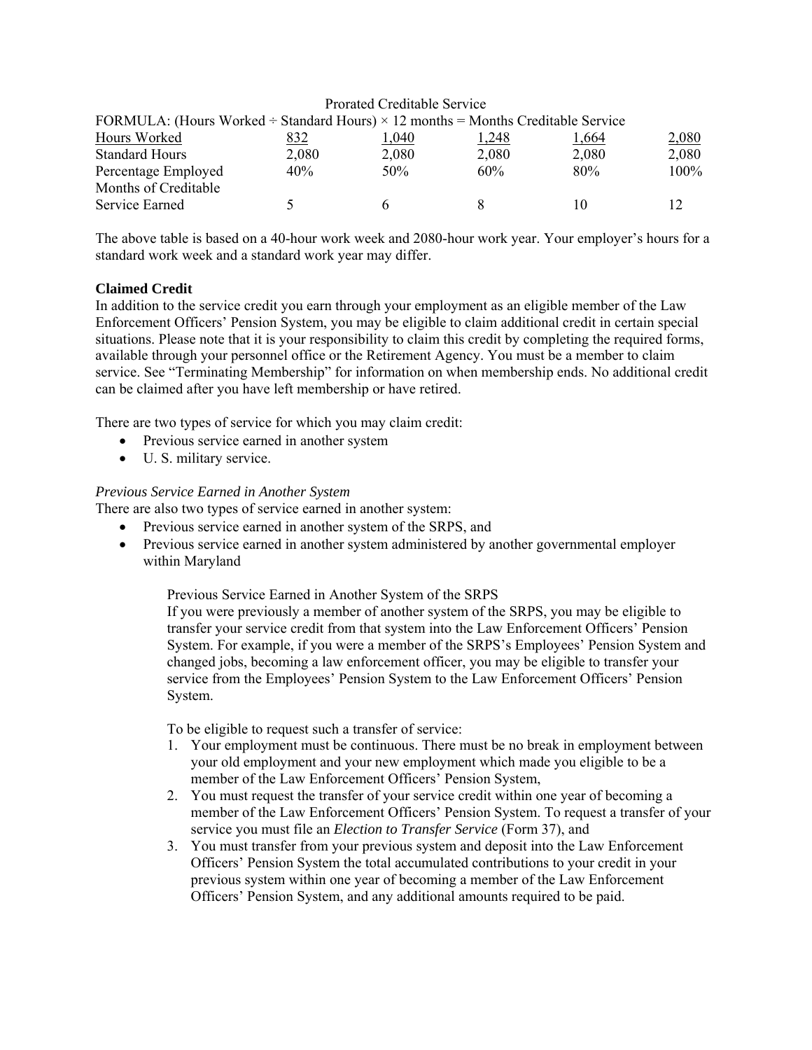Prorated Creditable Service

FORMULA: (Hours Worked ÷ Standard Hours) × 12 months = Months Creditable Service

| Hours Worked | 832 | 1,040 | 1,248 | 1,664 | 2,080 |
|---|---|---|---|---|---|
| Standard Hours | 2,080 | 2,080 | 2,080 | 2,080 | 2,080 |
| Percentage Employed | 40% | 50% | 60% | 80% | 100% |
| Months of Creditable Service Earned | 5 | 6 | 8 | 10 | 12 |

The above table is based on a 40-hour work week and 2080-hour work year. Your employer's hours for a standard work week and a standard work year may differ.

**Claimed Credit**

In addition to the service credit you earn through your employment as an eligible member of the Law Enforcement Officers' Pension System, you may be eligible to claim additional credit in certain special situations. Please note that it is your responsibility to claim this credit by completing the required forms, available through your personnel office or the Retirement Agency. You must be a member to claim service. See "Terminating Membership" for information on when membership ends. No additional credit can be claimed after you have left membership or have retired.

There are two types of service for which you may claim credit:

- Previous service earned in another system
- U. S. military service.

*Previous Service Earned in Another System*

There are also two types of service earned in another system:

- Previous service earned in another system of the SRPS, and
- Previous service earned in another system administered by another governmental employer within Maryland

Previous Service Earned in Another System of the SRPS

If you were previously a member of another system of the SRPS, you may be eligible to transfer your service credit from that system into the Law Enforcement Officers' Pension System. For example, if you were a member of the SRPS's Employees' Pension System and changed jobs, becoming a law enforcement officer, you may be eligible to transfer your service from the Employees' Pension System to the Law Enforcement Officers' Pension System.

To be eligible to request such a transfer of service:

1. Your employment must be continuous. There must be no break in employment between your old employment and your new employment which made you eligible to be a member of the Law Enforcement Officers' Pension System,
2. You must request the transfer of your service credit within one year of becoming a member of the Law Enforcement Officers' Pension System. To request a transfer of your service you must file an *Election to Transfer Service* (Form 37), and
3. You must transfer from your previous system and deposit into the Law Enforcement Officers' Pension System the total accumulated contributions to your credit in your previous system within one year of becoming a member of the Law Enforcement Officers' Pension System, and any additional amounts required to be paid.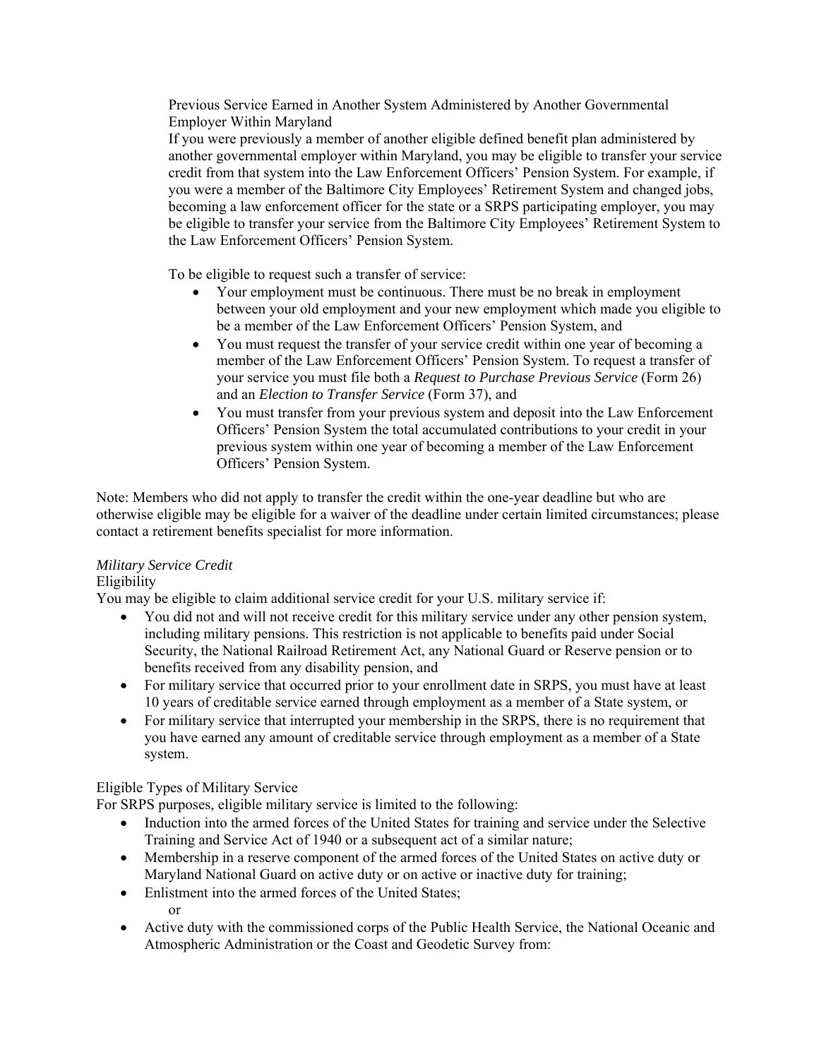Previous Service Earned in Another System Administered by Another Governmental Employer Within Maryland

If you were previously a member of another eligible defined benefit plan administered by another governmental employer within Maryland, you may be eligible to transfer your service credit from that system into the Law Enforcement Officers' Pension System. For example, if you were a member of the Baltimore City Employees' Retirement System and changed jobs, becoming a law enforcement officer for the state or a SRPS participating employer, you may be eligible to transfer your service from the Baltimore City Employees' Retirement System to the Law Enforcement Officers' Pension System.

To be eligible to request such a transfer of service:

- Your employment must be continuous. There must be no break in employment between your old employment and your new employment which made you eligible to be a member of the Law Enforcement Officers' Pension System, and
- You must request the transfer of your service credit within one year of becoming a member of the Law Enforcement Officers' Pension System. To request a transfer of your service you must file both a *Request to Purchase Previous Service* (Form 26) and an *Election to Transfer Service* (Form 37), and
- You must transfer from your previous system and deposit into the Law Enforcement Officers' Pension System the total accumulated contributions to your credit in your previous system within one year of becoming a member of the Law Enforcement Officers' Pension System.

Note: Members who did not apply to transfer the credit within the one-year deadline but who are otherwise eligible may be eligible for a waiver of the deadline under certain limited circumstances; please contact a retirement benefits specialist for more information.

*Military Service Credit*

Eligibility

You may be eligible to claim additional service credit for your U.S. military service if:

- You did not and will not receive credit for this military service under any other pension system, including military pensions. This restriction is not applicable to benefits paid under Social Security, the National Railroad Retirement Act, any National Guard or Reserve pension or to benefits received from any disability pension, and
- For military service that occurred prior to your enrollment date in SRPS, you must have at least 10 years of creditable service earned through employment as a member of a State system, or
- For military service that interrupted your membership in the SRPS, there is no requirement that you have earned any amount of creditable service through employment as a member of a State system.

Eligible Types of Military Service

For SRPS purposes, eligible military service is limited to the following:

- Induction into the armed forces of the United States for training and service under the Selective Training and Service Act of 1940 or a subsequent act of a similar nature;
- Membership in a reserve component of the armed forces of the United States on active duty or Maryland National Guard on active duty or on active or inactive duty for training;
- Enlistment into the armed forces of the United States;
  
  or
- Active duty with the commissioned corps of the Public Health Service, the National Oceanic and Atmospheric Administration or the Coast and Geodetic Survey from: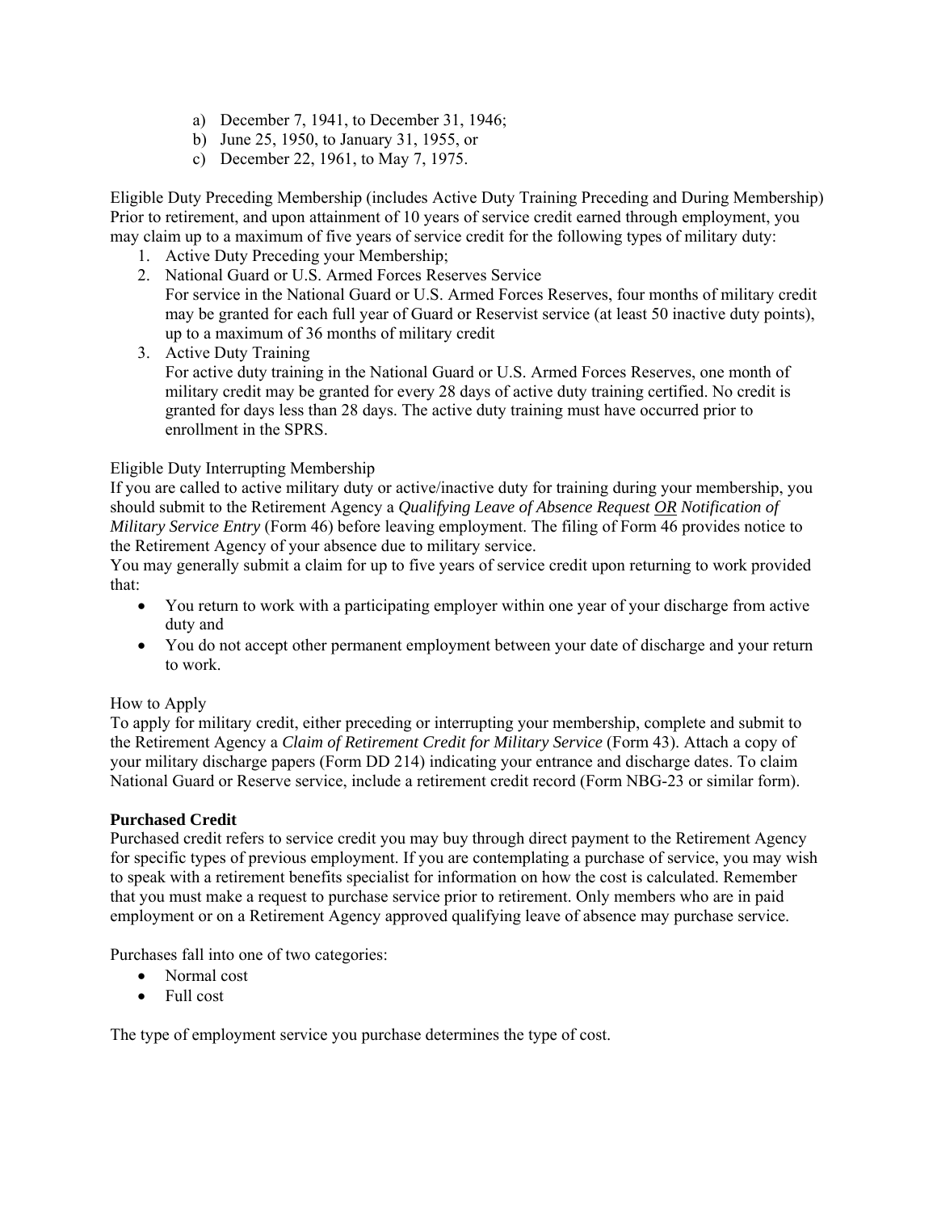a) December 7, 1941, to December 31, 1946;
b) June 25, 1950, to January 31, 1955, or
c) December 22, 1961, to May 7, 1975.

Eligible Duty Preceding Membership (includes Active Duty Training Preceding and During Membership)
Prior to retirement, and upon attainment of 10 years of service credit earned through employment, you may claim up to a maximum of five years of service credit for the following types of military duty:

1. Active Duty Preceding your Membership;
2. National Guard or U.S. Armed Forces Reserves Service
   For service in the National Guard or U.S. Armed Forces Reserves, four months of military credit may be granted for each full year of Guard or Reservist service (at least 50 inactive duty points), up to a maximum of 36 months of military credit
3. Active Duty Training
   For active duty training in the National Guard or U.S. Armed Forces Reserves, one month of military credit may be granted for every 28 days of active duty training certified. No credit is granted for days less than 28 days. The active duty training must have occurred prior to enrollment in the SPRS.

Eligible Duty Interrupting Membership
If you are called to active military duty or active/inactive duty for training during your membership, you should submit to the Retirement Agency a *Qualifying Leave of Absence Request <u>OR</u> Notification of Military Service Entry* (Form 46) before leaving employment. The filing of Form 46 provides notice to the Retirement Agency of your absence due to military service.
You may generally submit a claim for up to five years of service credit upon returning to work provided that:

- You return to work with a participating employer within one year of your discharge from active duty and
- You do not accept other permanent employment between your date of discharge and your return to work.

How to Apply
To apply for military credit, either preceding or interrupting your membership, complete and submit to the Retirement Agency a *Claim of Retirement Credit for Military Service* (Form 43). Attach a copy of your military discharge papers (Form DD 214) indicating your entrance and discharge dates. To claim National Guard or Reserve service, include a retirement credit record (Form NBG-23 or similar form).

**Purchased Credit**
Purchased credit refers to service credit you may buy through direct payment to the Retirement Agency for specific types of previous employment. If you are contemplating a purchase of service, you may wish to speak with a retirement benefits specialist for information on how the cost is calculated. Remember that you must make a request to purchase service prior to retirement. Only members who are in paid employment or on a Retirement Agency approved qualifying leave of absence may purchase service.

Purchases fall into one of two categories:

- Normal cost
- Full cost

The type of employment service you purchase determines the type of cost.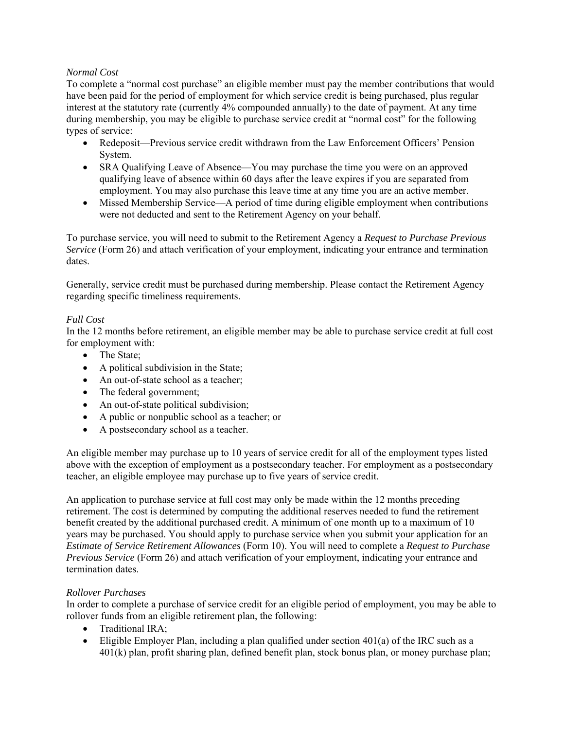*Normal Cost*

To complete a "normal cost purchase" an eligible member must pay the member contributions that would have been paid for the period of employment for which service credit is being purchased, plus regular interest at the statutory rate (currently 4% compounded annually) to the date of payment. At any time during membership, you may be eligible to purchase service credit at "normal cost" for the following types of service:

- Redeposit—Previous service credit withdrawn from the Law Enforcement Officers' Pension System.
- SRA Qualifying Leave of Absence—You may purchase the time you were on an approved qualifying leave of absence within 60 days after the leave expires if you are separated from employment. You may also purchase this leave time at any time you are an active member.
- Missed Membership Service—A period of time during eligible employment when contributions were not deducted and sent to the Retirement Agency on your behalf.

To purchase service, you will need to submit to the Retirement Agency a *Request to Purchase Previous Service* (Form 26) and attach verification of your employment, indicating your entrance and termination dates.

Generally, service credit must be purchased during membership. Please contact the Retirement Agency regarding specific timeliness requirements.

*Full Cost*

In the 12 months before retirement, an eligible member may be able to purchase service credit at full cost for employment with:

- The State;
- A political subdivision in the State;
- An out-of-state school as a teacher;
- The federal government;
- An out-of-state political subdivision;
- A public or nonpublic school as a teacher; or
- A postsecondary school as a teacher.

An eligible member may purchase up to 10 years of service credit for all of the employment types listed above with the exception of employment as a postsecondary teacher. For employment as a postsecondary teacher, an eligible employee may purchase up to five years of service credit.

An application to purchase service at full cost may only be made within the 12 months preceding retirement. The cost is determined by computing the additional reserves needed to fund the retirement benefit created by the additional purchased credit. A minimum of one month up to a maximum of 10 years may be purchased. You should apply to purchase service when you submit your application for an *Estimate of Service Retirement Allowances* (Form 10). You will need to complete a *Request to Purchase Previous Service* (Form 26) and attach verification of your employment, indicating your entrance and termination dates.

*Rollover Purchases*

In order to complete a purchase of service credit for an eligible period of employment, you may be able to rollover funds from an eligible retirement plan, the following:

- Traditional IRA;
- Eligible Employer Plan, including a plan qualified under section 401(a) of the IRC such as a 401(k) plan, profit sharing plan, defined benefit plan, stock bonus plan, or money purchase plan;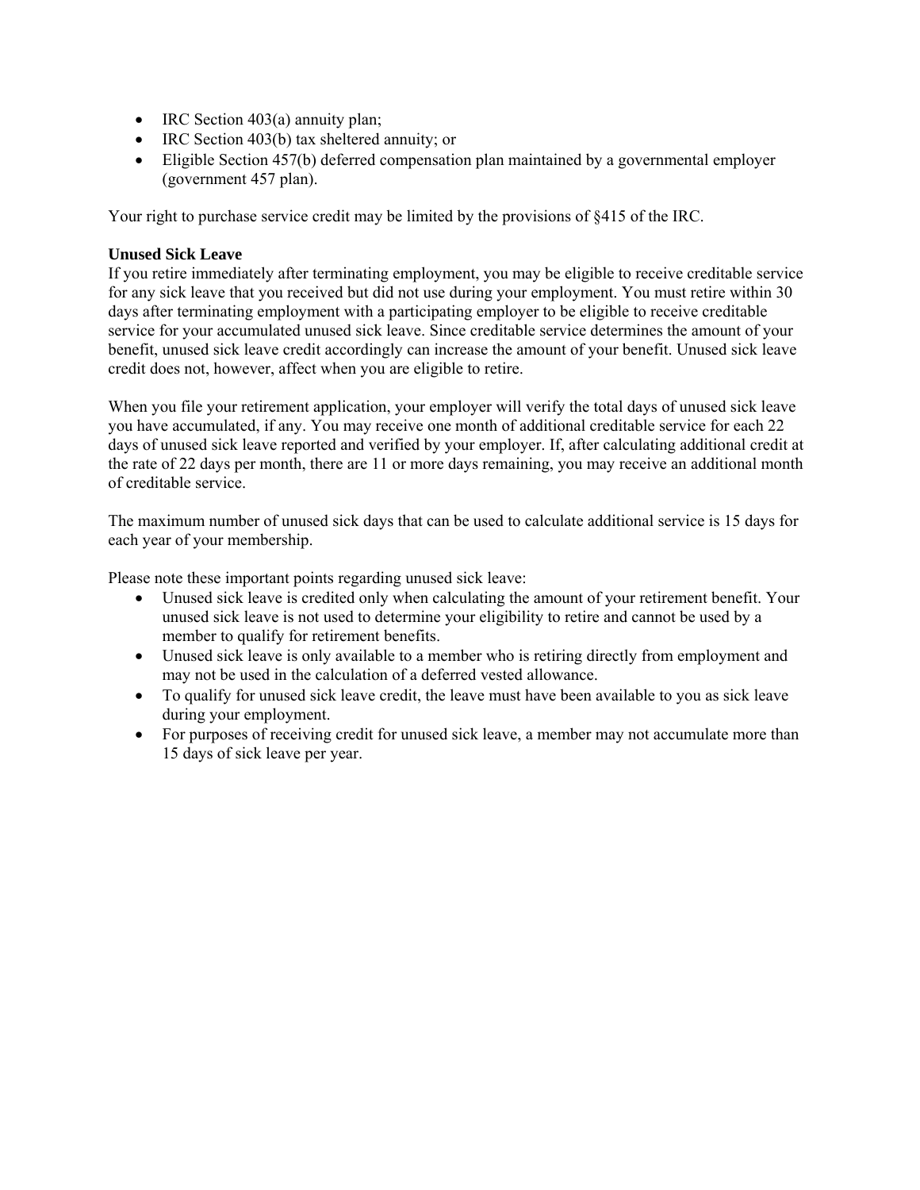- IRC Section 403(a) annuity plan;
- IRC Section 403(b) tax sheltered annuity; or
- Eligible Section 457(b) deferred compensation plan maintained by a governmental employer (government 457 plan).

Your right to purchase service credit may be limited by the provisions of §415 of the IRC.

**Unused Sick Leave**

If you retire immediately after terminating employment, you may be eligible to receive creditable service for any sick leave that you received but did not use during your employment. You must retire within 30 days after terminating employment with a participating employer to be eligible to receive creditable service for your accumulated unused sick leave. Since creditable service determines the amount of your benefit, unused sick leave credit accordingly can increase the amount of your benefit. Unused sick leave credit does not, however, affect when you are eligible to retire.

When you file your retirement application, your employer will verify the total days of unused sick leave you have accumulated, if any. You may receive one month of additional creditable service for each 22 days of unused sick leave reported and verified by your employer. If, after calculating additional credit at the rate of 22 days per month, there are 11 or more days remaining, you may receive an additional month of creditable service.

The maximum number of unused sick days that can be used to calculate additional service is 15 days for each year of your membership.

Please note these important points regarding unused sick leave:

- Unused sick leave is credited only when calculating the amount of your retirement benefit. Your unused sick leave is not used to determine your eligibility to retire and cannot be used by a member to qualify for retirement benefits.
- Unused sick leave is only available to a member who is retiring directly from employment and may not be used in the calculation of a deferred vested allowance.
- To qualify for unused sick leave credit, the leave must have been available to you as sick leave during your employment.
- For purposes of receiving credit for unused sick leave, a member may not accumulate more than 15 days of sick leave per year.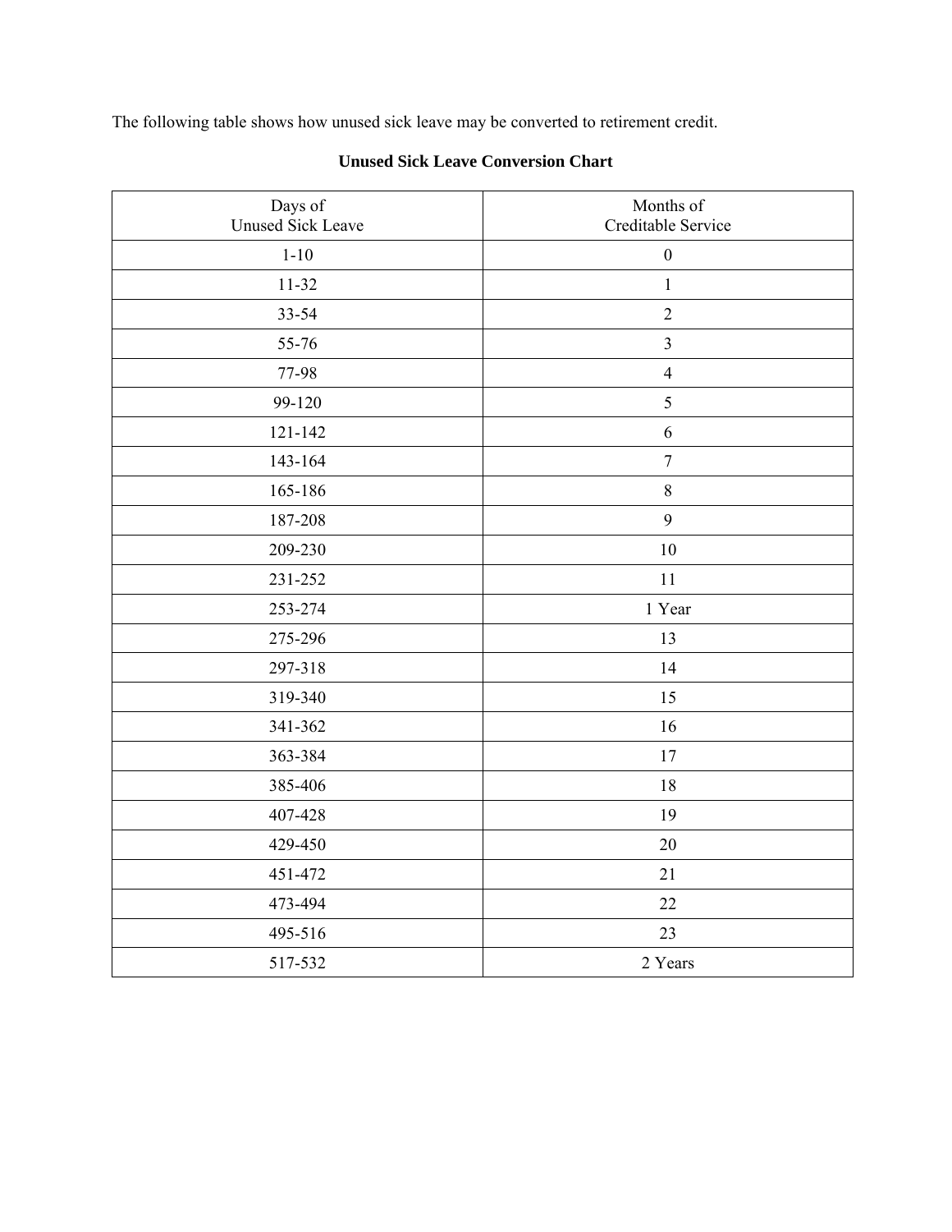The following table shows how unused sick leave may be converted to retirement credit.

**Unused Sick Leave Conversion Chart**

| Days of Unused Sick Leave | Months of Creditable Service |
|---|---|
| 1-10 | 0 |
| 11-32 | 1 |
| 33-54 | 2 |
| 55-76 | 3 |
| 77-98 | 4 |
| 99-120 | 5 |
| 121-142 | 6 |
| 143-164 | 7 |
| 165-186 | 8 |
| 187-208 | 9 |
| 209-230 | 10 |
| 231-252 | 11 |
| 253-274 | 1 Year |
| 275-296 | 13 |
| 297-318 | 14 |
| 319-340 | 15 |
| 341-362 | 16 |
| 363-384 | 17 |
| 385-406 | 18 |
| 407-428 | 19 |
| 429-450 | 20 |
| 451-472 | 21 |
| 473-494 | 22 |
| 495-516 | 23 |
| 517-532 | 2 Years |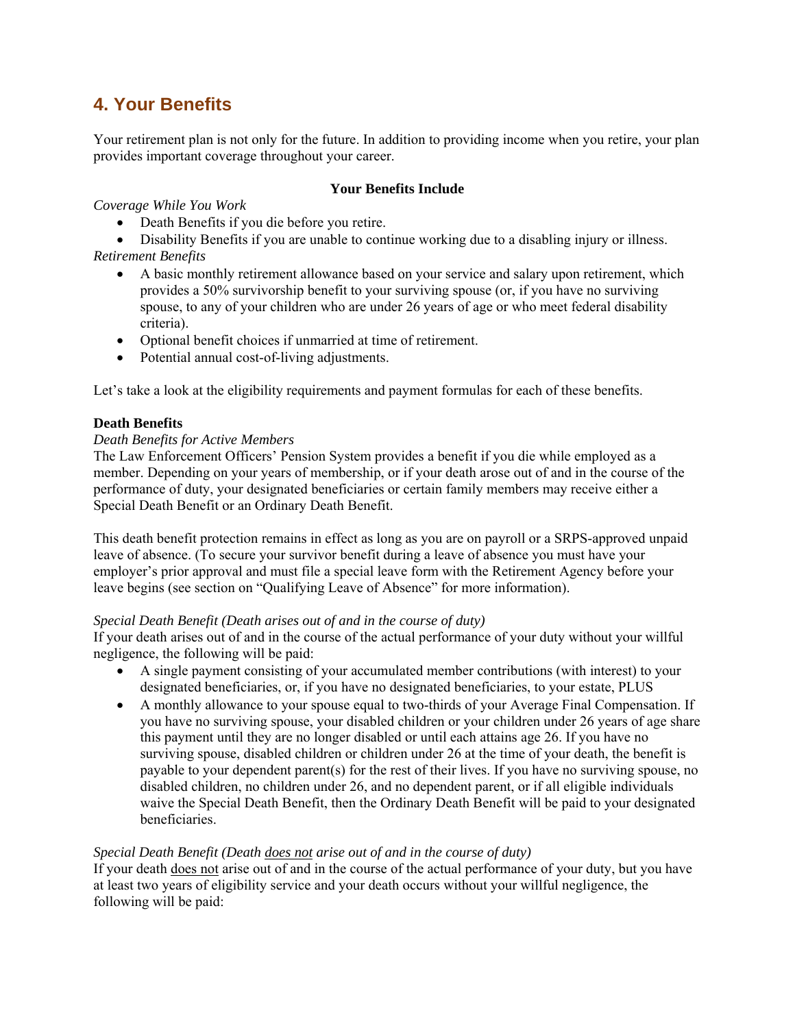## 4. Your Benefits

Your retirement plan is not only for the future. In addition to providing income when you retire, your plan provides important coverage throughout your career.

**Your Benefits Include**

*Coverage While You Work*

- Death Benefits if you die before you retire.
- Disability Benefits if you are unable to continue working due to a disabling injury or illness.

*Retirement Benefits*

- A basic monthly retirement allowance based on your service and salary upon retirement, which provides a 50% survivorship benefit to your surviving spouse (or, if you have no surviving spouse, to any of your children who are under 26 years of age or who meet federal disability criteria).
- Optional benefit choices if unmarried at time of retirement.
- Potential annual cost-of-living adjustments.

Let's take a look at the eligibility requirements and payment formulas for each of these benefits.

**Death Benefits**

*Death Benefits for Active Members*

The Law Enforcement Officers' Pension System provides a benefit if you die while employed as a member. Depending on your years of membership, or if your death arose out of and in the course of the performance of duty, your designated beneficiaries or certain family members may receive either a Special Death Benefit or an Ordinary Death Benefit.

This death benefit protection remains in effect as long as you are on payroll or a SRPS-approved unpaid leave of absence. (To secure your survivor benefit during a leave of absence you must have your employer's prior approval and must file a special leave form with the Retirement Agency before your leave begins (see section on "Qualifying Leave of Absence" for more information).

*Special Death Benefit (Death arises out of and in the course of duty)*

If your death arises out of and in the course of the actual performance of your duty without your willful negligence, the following will be paid:

- A single payment consisting of your accumulated member contributions (with interest) to your designated beneficiaries, or, if you have no designated beneficiaries, to your estate, PLUS
- A monthly allowance to your spouse equal to two-thirds of your Average Final Compensation. If you have no surviving spouse, your disabled children or your children under 26 years of age share this payment until they are no longer disabled or until each attains age 26. If you have no surviving spouse, disabled children or children under 26 at the time of your death, the benefit is payable to your dependent parent(s) for the rest of their lives. If you have no surviving spouse, no disabled children, no children under 26, and no dependent parent, or if all eligible individuals waive the Special Death Benefit, then the Ordinary Death Benefit will be paid to your designated beneficiaries.

*Special Death Benefit (Death <u>does not</u> arise out of and in the course of duty)*

If your death <u>does not</u> arise out of and in the course of the actual performance of your duty, but you have at least two years of eligibility service and your death occurs without your willful negligence, the following will be paid: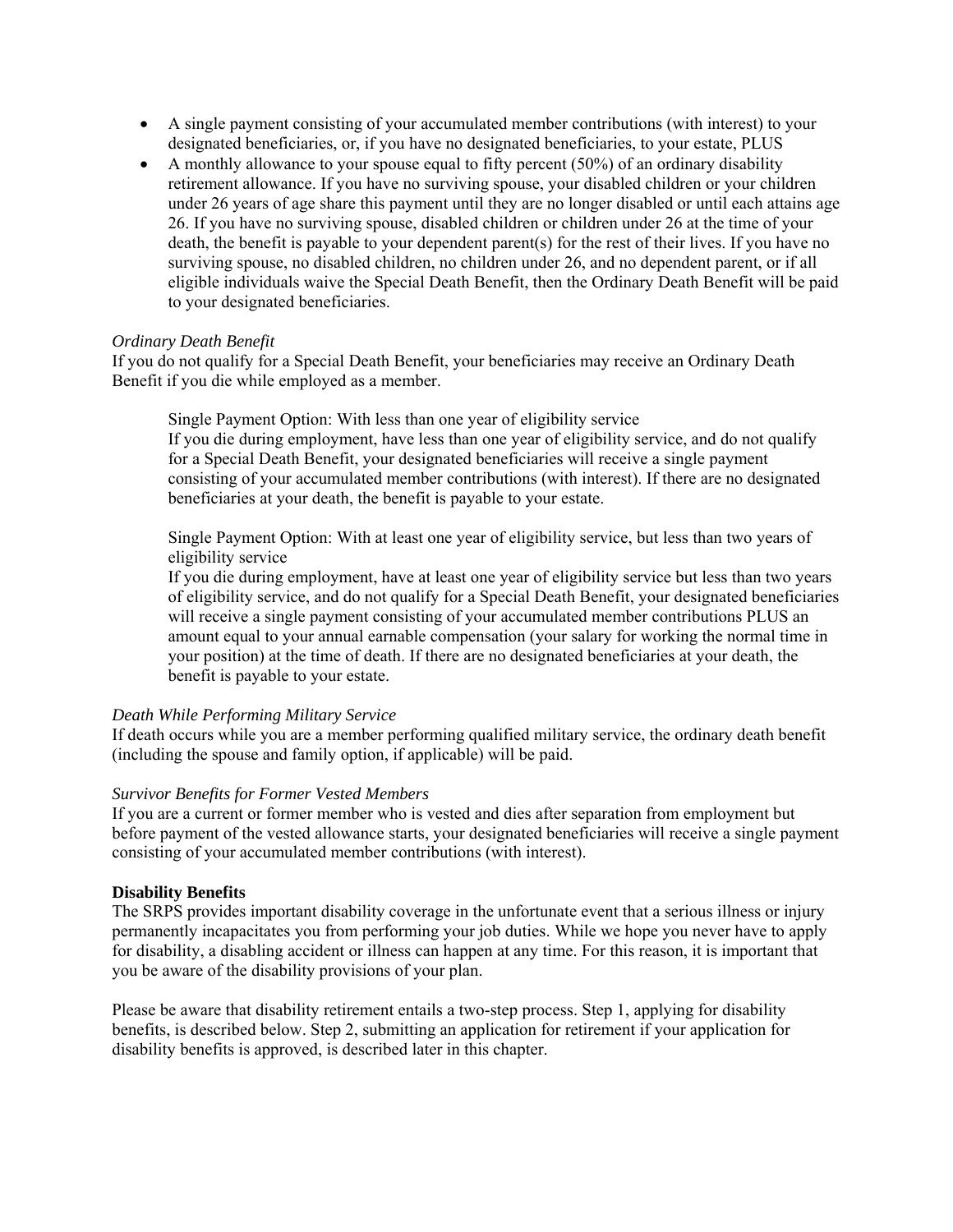- A single payment consisting of your accumulated member contributions (with interest) to your designated beneficiaries, or, if you have no designated beneficiaries, to your estate, PLUS
- A monthly allowance to your spouse equal to fifty percent (50%) of an ordinary disability retirement allowance. If you have no surviving spouse, your disabled children or your children under 26 years of age share this payment until they are no longer disabled or until each attains age 26. If you have no surviving spouse, disabled children or children under 26 at the time of your death, the benefit is payable to your dependent parent(s) for the rest of their lives. If you have no surviving spouse, no disabled children, no children under 26, and no dependent parent, or if all eligible individuals waive the Special Death Benefit, then the Ordinary Death Benefit will be paid to your designated beneficiaries.

*Ordinary Death Benefit*
If you do not qualify for a Special Death Benefit, your beneficiaries may receive an Ordinary Death Benefit if you die while employed as a member.

> Single Payment Option: With less than one year of eligibility service
> If you die during employment, have less than one year of eligibility service, and do not qualify for a Special Death Benefit, your designated beneficiaries will receive a single payment consisting of your accumulated member contributions (with interest). If there are no designated beneficiaries at your death, the benefit is payable to your estate.
>
> Single Payment Option: With at least one year of eligibility service, but less than two years of eligibility service
> If you die during employment, have at least one year of eligibility service but less than two years of eligibility service, and do not qualify for a Special Death Benefit, your designated beneficiaries will receive a single payment consisting of your accumulated member contributions PLUS an amount equal to your annual earnable compensation (your salary for working the normal time in your position) at the time of death. If there are no designated beneficiaries at your death, the benefit is payable to your estate.

*Death While Performing Military Service*
If death occurs while you are a member performing qualified military service, the ordinary death benefit (including the spouse and family option, if applicable) will be paid.

*Survivor Benefits for Former Vested Members*
If you are a current or former member who is vested and dies after separation from employment but before payment of the vested allowance starts, your designated beneficiaries will receive a single payment consisting of your accumulated member contributions (with interest).

**Disability Benefits**
The SRPS provides important disability coverage in the unfortunate event that a serious illness or injury permanently incapacitates you from performing your job duties. While we hope you never have to apply for disability, a disabling accident or illness can happen at any time. For this reason, it is important that you be aware of the disability provisions of your plan.

Please be aware that disability retirement entails a two-step process. Step 1, applying for disability benefits, is described below. Step 2, submitting an application for retirement if your application for disability benefits is approved, is described later in this chapter.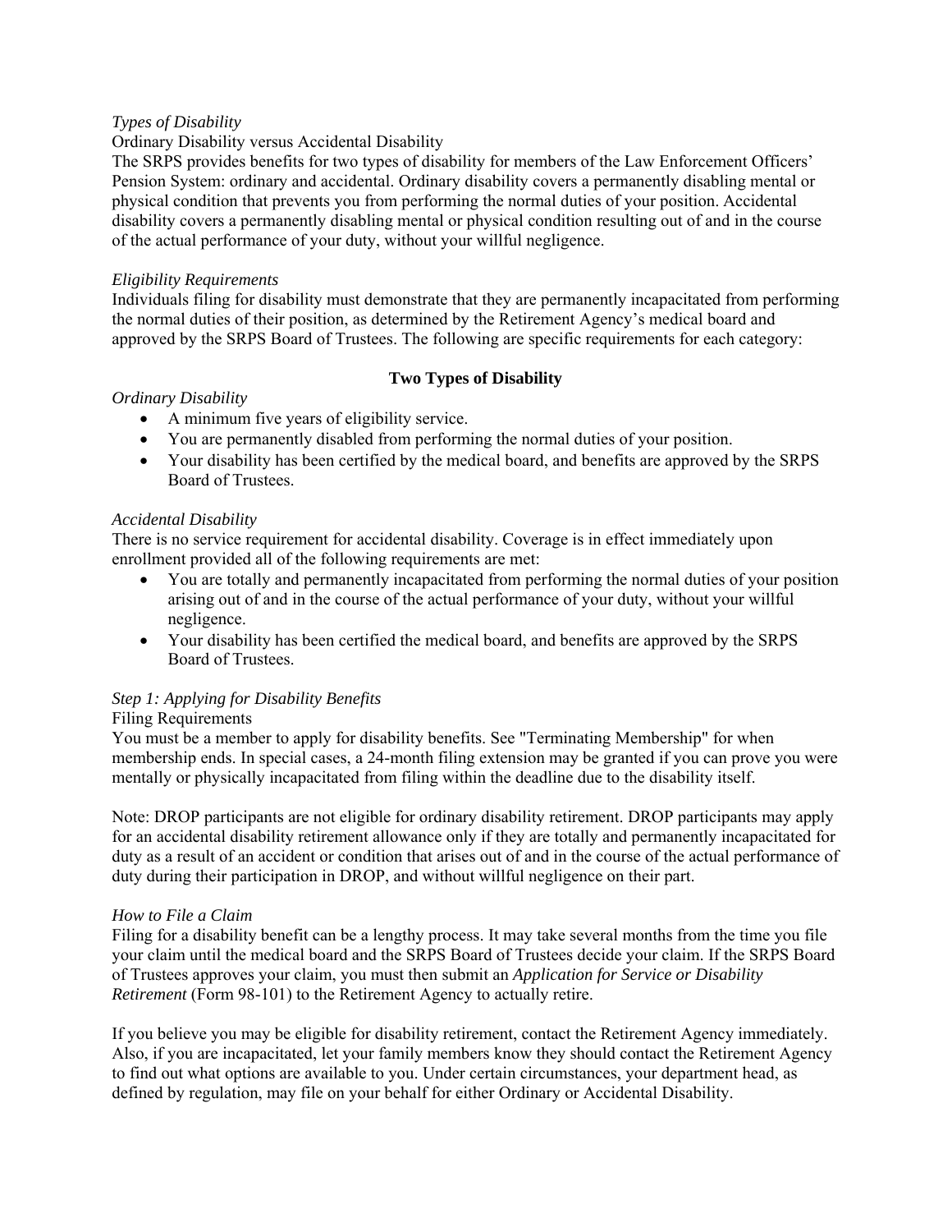*Types of Disability*

Ordinary Disability versus Accidental Disability

The SRPS provides benefits for two types of disability for members of the Law Enforcement Officers' Pension System: ordinary and accidental. Ordinary disability covers a permanently disabling mental or physical condition that prevents you from performing the normal duties of your position. Accidental disability covers a permanently disabling mental or physical condition resulting out of and in the course of the actual performance of your duty, without your willful negligence.

*Eligibility Requirements*

Individuals filing for disability must demonstrate that they are permanently incapacitated from performing the normal duties of their position, as determined by the Retirement Agency's medical board and approved by the SRPS Board of Trustees. The following are specific requirements for each category:

**Two Types of Disability**

*Ordinary Disability*

- A minimum five years of eligibility service.
- You are permanently disabled from performing the normal duties of your position.
- Your disability has been certified by the medical board, and benefits are approved by the SRPS Board of Trustees.

*Accidental Disability*

There is no service requirement for accidental disability. Coverage is in effect immediately upon enrollment provided all of the following requirements are met:

- You are totally and permanently incapacitated from performing the normal duties of your position arising out of and in the course of the actual performance of your duty, without your willful negligence.
- Your disability has been certified the medical board, and benefits are approved by the SRPS Board of Trustees.

*Step 1: Applying for Disability Benefits*

Filing Requirements

You must be a member to apply for disability benefits. See "Terminating Membership" for when membership ends. In special cases, a 24-month filing extension may be granted if you can prove you were mentally or physically incapacitated from filing within the deadline due to the disability itself.

Note: DROP participants are not eligible for ordinary disability retirement. DROP participants may apply for an accidental disability retirement allowance only if they are totally and permanently incapacitated for duty as a result of an accident or condition that arises out of and in the course of the actual performance of duty during their participation in DROP, and without willful negligence on their part.

*How to File a Claim*

Filing for a disability benefit can be a lengthy process. It may take several months from the time you file your claim until the medical board and the SRPS Board of Trustees decide your claim. If the SRPS Board of Trustees approves your claim, you must then submit an *Application for Service or Disability Retirement* (Form 98-101) to the Retirement Agency to actually retire.

If you believe you may be eligible for disability retirement, contact the Retirement Agency immediately. Also, if you are incapacitated, let your family members know they should contact the Retirement Agency to find out what options are available to you. Under certain circumstances, your department head, as defined by regulation, may file on your behalf for either Ordinary or Accidental Disability.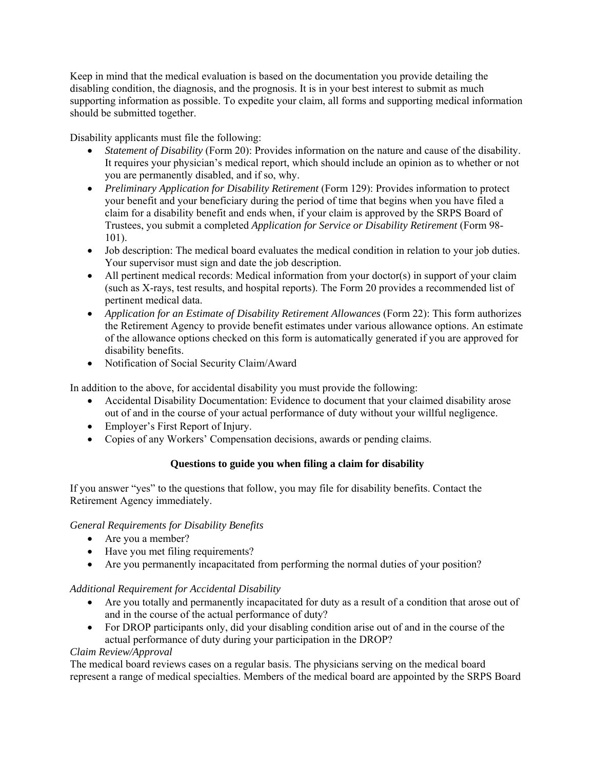Keep in mind that the medical evaluation is based on the documentation you provide detailing the disabling condition, the diagnosis, and the prognosis. It is in your best interest to submit as much supporting information as possible. To expedite your claim, all forms and supporting medical information should be submitted together.

Disability applicants must file the following:

- *Statement of Disability* (Form 20): Provides information on the nature and cause of the disability. It requires your physician's medical report, which should include an opinion as to whether or not you are permanently disabled, and if so, why.
- *Preliminary Application for Disability Retirement* (Form 129): Provides information to protect your benefit and your beneficiary during the period of time that begins when you have filed a claim for a disability benefit and ends when, if your claim is approved by the SRPS Board of Trustees, you submit a completed *Application for Service or Disability Retirement* (Form 98-101).
- Job description: The medical board evaluates the medical condition in relation to your job duties. Your supervisor must sign and date the job description.
- All pertinent medical records: Medical information from your doctor(s) in support of your claim (such as X-rays, test results, and hospital reports). The Form 20 provides a recommended list of pertinent medical data.
- *Application for an Estimate of Disability Retirement Allowances* (Form 22): This form authorizes the Retirement Agency to provide benefit estimates under various allowance options. An estimate of the allowance options checked on this form is automatically generated if you are approved for disability benefits.
- Notification of Social Security Claim/Award

In addition to the above, for accidental disability you must provide the following:

- Accidental Disability Documentation: Evidence to document that your claimed disability arose out of and in the course of your actual performance of duty without your willful negligence.
- Employer's First Report of Injury.
- Copies of any Workers' Compensation decisions, awards or pending claims.

**Questions to guide you when filing a claim for disability**

If you answer "yes" to the questions that follow, you may file for disability benefits. Contact the Retirement Agency immediately.

*General Requirements for Disability Benefits*

- Are you a member?
- Have you met filing requirements?
- Are you permanently incapacitated from performing the normal duties of your position?

*Additional Requirement for Accidental Disability*

- Are you totally and permanently incapacitated for duty as a result of a condition that arose out of and in the course of the actual performance of duty?
- For DROP participants only, did your disabling condition arise out of and in the course of the actual performance of duty during your participation in the DROP?

*Claim Review/Approval*

The medical board reviews cases on a regular basis. The physicians serving on the medical board represent a range of medical specialties. Members of the medical board are appointed by the SRPS Board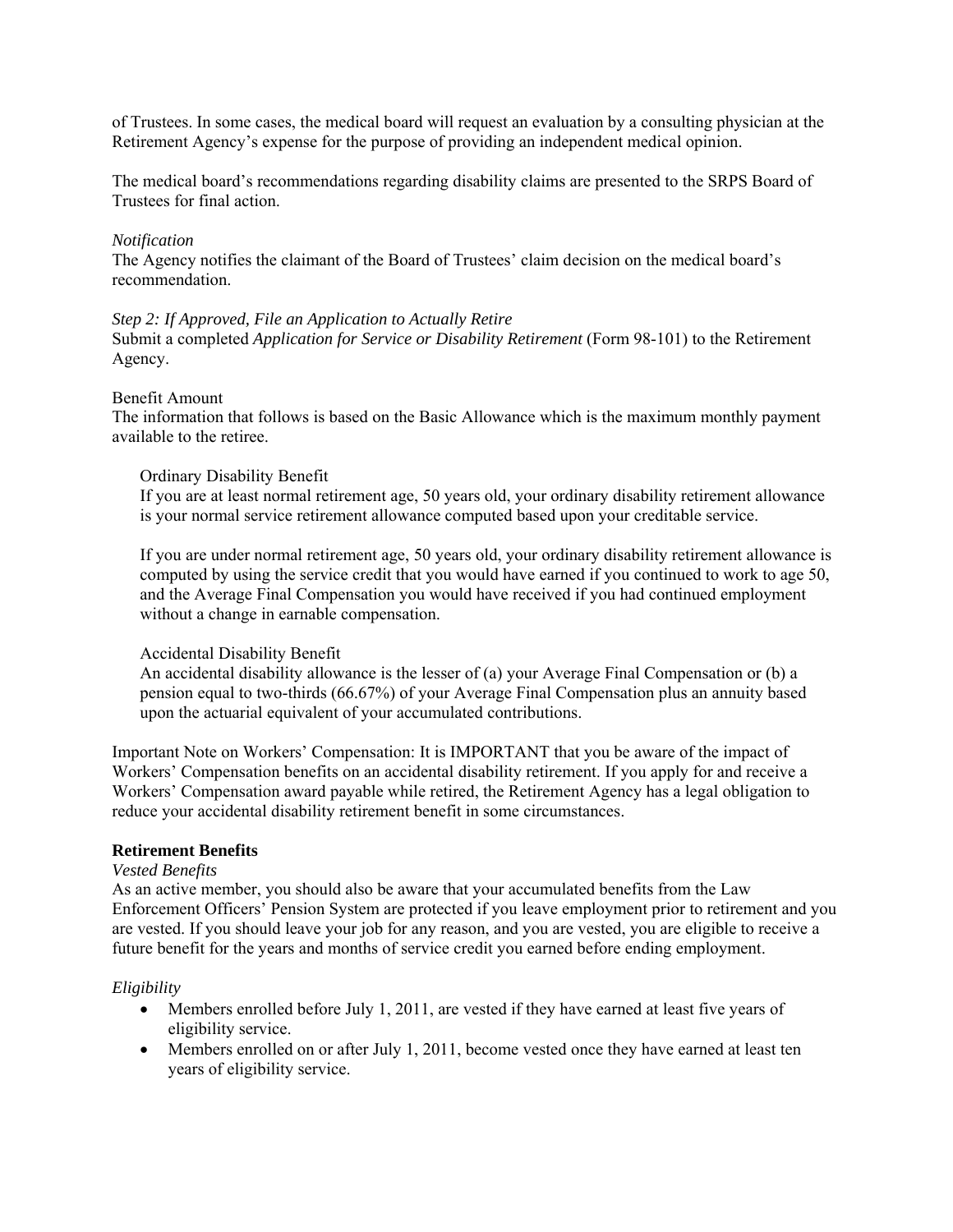of Trustees. In some cases, the medical board will request an evaluation by a consulting physician at the Retirement Agency's expense for the purpose of providing an independent medical opinion.

The medical board's recommendations regarding disability claims are presented to the SRPS Board of Trustees for final action.

*Notification*

The Agency notifies the claimant of the Board of Trustees' claim decision on the medical board's recommendation.

*Step 2: If Approved, File an Application to Actually Retire*

Submit a completed *Application for Service or Disability Retirement* (Form 98-101) to the Retirement Agency.

Benefit Amount

The information that follows is based on the Basic Allowance which is the maximum monthly payment available to the retiree.

Ordinary Disability Benefit

If you are at least normal retirement age, 50 years old, your ordinary disability retirement allowance is your normal service retirement allowance computed based upon your creditable service.

If you are under normal retirement age, 50 years old, your ordinary disability retirement allowance is computed by using the service credit that you would have earned if you continued to work to age 50, and the Average Final Compensation you would have received if you had continued employment without a change in earnable compensation.

Accidental Disability Benefit

An accidental disability allowance is the lesser of (a) your Average Final Compensation or (b) a pension equal to two-thirds (66.67%) of your Average Final Compensation plus an annuity based upon the actuarial equivalent of your accumulated contributions.

Important Note on Workers' Compensation: It is IMPORTANT that you be aware of the impact of Workers' Compensation benefits on an accidental disability retirement. If you apply for and receive a Workers' Compensation award payable while retired, the Retirement Agency has a legal obligation to reduce your accidental disability retirement benefit in some circumstances.

**Retirement Benefits**

*Vested Benefits*

As an active member, you should also be aware that your accumulated benefits from the Law Enforcement Officers' Pension System are protected if you leave employment prior to retirement and you are vested. If you should leave your job for any reason, and you are vested, you are eligible to receive a future benefit for the years and months of service credit you earned before ending employment.

*Eligibility*

- Members enrolled before July 1, 2011, are vested if they have earned at least five years of eligibility service.
- Members enrolled on or after July 1, 2011, become vested once they have earned at least ten years of eligibility service.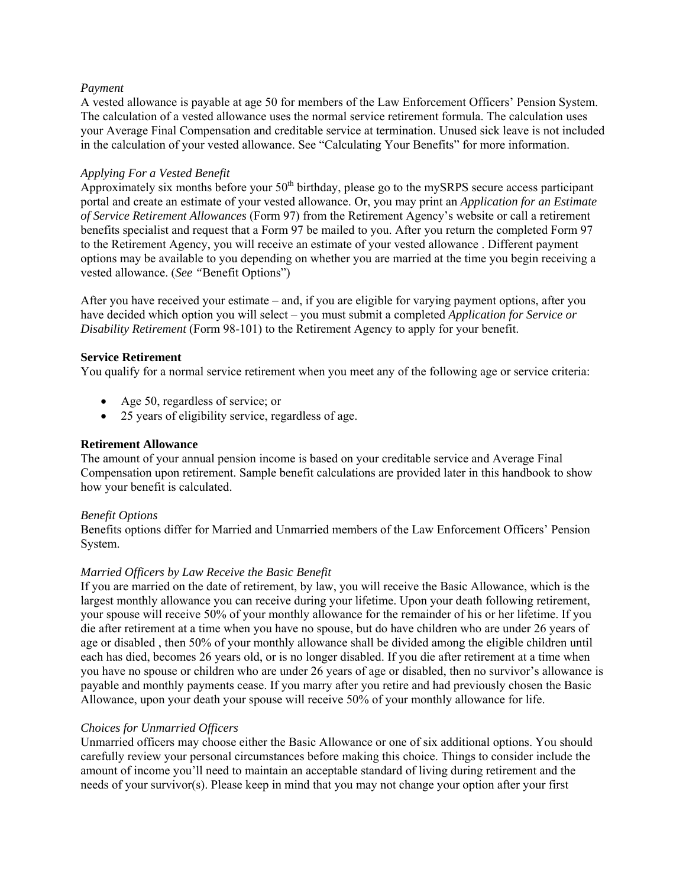*Payment*

A vested allowance is payable at age 50 for members of the Law Enforcement Officers' Pension System. The calculation of a vested allowance uses the normal service retirement formula. The calculation uses your Average Final Compensation and creditable service at termination. Unused sick leave is not included in the calculation of your vested allowance. See "Calculating Your Benefits" for more information.

*Applying For a Vested Benefit*

Approximately six months before your 50th birthday, please go to the mySRPS secure access participant portal and create an estimate of your vested allowance. Or, you may print an *Application for an Estimate of Service Retirement Allowances* (Form 97) from the Retirement Agency's website or call a retirement benefits specialist and request that a Form 97 be mailed to you. After you return the completed Form 97 to the Retirement Agency, you will receive an estimate of your vested allowance . Different payment options may be available to you depending on whether you are married at the time you begin receiving a vested allowance. (*See "*Benefit Options")

After you have received your estimate – and, if you are eligible for varying payment options, after you have decided which option you will select – you must submit a completed *Application for Service or Disability Retirement* (Form 98-101) to the Retirement Agency to apply for your benefit.

**Service Retirement**

You qualify for a normal service retirement when you meet any of the following age or service criteria:

- Age 50, regardless of service; or
- 25 years of eligibility service, regardless of age.

**Retirement Allowance**

The amount of your annual pension income is based on your creditable service and Average Final Compensation upon retirement. Sample benefit calculations are provided later in this handbook to show how your benefit is calculated.

*Benefit Options*

Benefits options differ for Married and Unmarried members of the Law Enforcement Officers' Pension System.

*Married Officers by Law Receive the Basic Benefit*

If you are married on the date of retirement, by law, you will receive the Basic Allowance, which is the largest monthly allowance you can receive during your lifetime. Upon your death following retirement, your spouse will receive 50% of your monthly allowance for the remainder of his or her lifetime. If you die after retirement at a time when you have no spouse, but do have children who are under 26 years of age or disabled , then 50% of your monthly allowance shall be divided among the eligible children until each has died, becomes 26 years old, or is no longer disabled. If you die after retirement at a time when you have no spouse or children who are under 26 years of age or disabled, then no survivor's allowance is payable and monthly payments cease. If you marry after you retire and had previously chosen the Basic Allowance, upon your death your spouse will receive 50% of your monthly allowance for life.

*Choices for Unmarried Officers*

Unmarried officers may choose either the Basic Allowance or one of six additional options. You should carefully review your personal circumstances before making this choice. Things to consider include the amount of income you'll need to maintain an acceptable standard of living during retirement and the needs of your survivor(s). Please keep in mind that you may not change your option after your first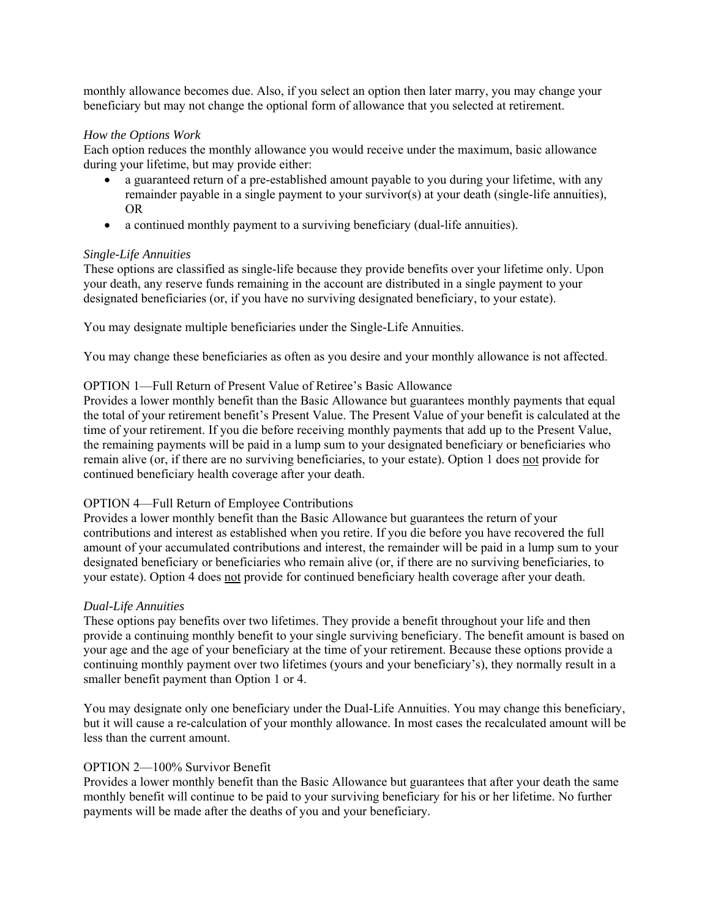monthly allowance becomes due. Also, if you select an option then later marry, you may change your beneficiary but may not change the optional form of allowance that you selected at retirement.

*How the Options Work*

Each option reduces the monthly allowance you would receive under the maximum, basic allowance during your lifetime, but may provide either:

- a guaranteed return of a pre-established amount payable to you during your lifetime, with any remainder payable in a single payment to your survivor(s) at your death (single-life annuities), OR
- a continued monthly payment to a surviving beneficiary (dual-life annuities).

*Single-Life Annuities*

These options are classified as single-life because they provide benefits over your lifetime only. Upon your death, any reserve funds remaining in the account are distributed in a single payment to your designated beneficiaries (or, if you have no surviving designated beneficiary, to your estate).

You may designate multiple beneficiaries under the Single-Life Annuities.

You may change these beneficiaries as often as you desire and your monthly allowance is not affected.

OPTION 1—Full Return of Present Value of Retiree's Basic Allowance

Provides a lower monthly benefit than the Basic Allowance but guarantees monthly payments that equal the total of your retirement benefit's Present Value. The Present Value of your benefit is calculated at the time of your retirement. If you die before receiving monthly payments that add up to the Present Value, the remaining payments will be paid in a lump sum to your designated beneficiary or beneficiaries who remain alive (or, if there are no surviving beneficiaries, to your estate). Option 1 does <u>not</u> provide for continued beneficiary health coverage after your death.

OPTION 4—Full Return of Employee Contributions

Provides a lower monthly benefit than the Basic Allowance but guarantees the return of your contributions and interest as established when you retire. If you die before you have recovered the full amount of your accumulated contributions and interest, the remainder will be paid in a lump sum to your designated beneficiary or beneficiaries who remain alive (or, if there are no surviving beneficiaries, to your estate). Option 4 does <u>not</u> provide for continued beneficiary health coverage after your death.

*Dual-Life Annuities*

These options pay benefits over two lifetimes. They provide a benefit throughout your life and then provide a continuing monthly benefit to your single surviving beneficiary. The benefit amount is based on your age and the age of your beneficiary at the time of your retirement. Because these options provide a continuing monthly payment over two lifetimes (yours and your beneficiary's), they normally result in a smaller benefit payment than Option 1 or 4.

You may designate only one beneficiary under the Dual-Life Annuities. You may change this beneficiary, but it will cause a re-calculation of your monthly allowance. In most cases the recalculated amount will be less than the current amount.

OPTION 2—100% Survivor Benefit

Provides a lower monthly benefit than the Basic Allowance but guarantees that after your death the same monthly benefit will continue to be paid to your surviving beneficiary for his or her lifetime. No further payments will be made after the deaths of you and your beneficiary.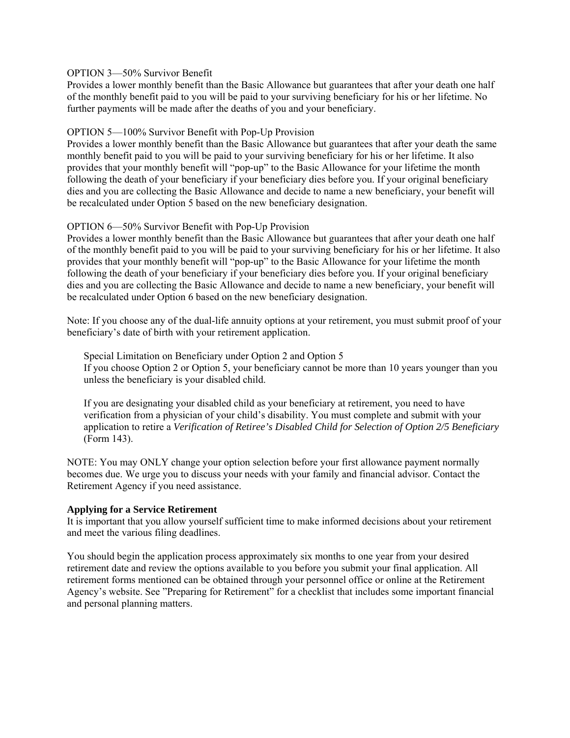OPTION 3—50% Survivor Benefit
Provides a lower monthly benefit than the Basic Allowance but guarantees that after your death one half of the monthly benefit paid to you will be paid to your surviving beneficiary for his or her lifetime. No further payments will be made after the deaths of you and your beneficiary.

OPTION 5—100% Survivor Benefit with Pop-Up Provision
Provides a lower monthly benefit than the Basic Allowance but guarantees that after your death the same monthly benefit paid to you will be paid to your surviving beneficiary for his or her lifetime. It also provides that your monthly benefit will "pop-up" to the Basic Allowance for your lifetime the month following the death of your beneficiary if your beneficiary dies before you. If your original beneficiary dies and you are collecting the Basic Allowance and decide to name a new beneficiary, your benefit will be recalculated under Option 5 based on the new beneficiary designation.

OPTION 6—50% Survivor Benefit with Pop-Up Provision
Provides a lower monthly benefit than the Basic Allowance but guarantees that after your death one half of the monthly benefit paid to you will be paid to your surviving beneficiary for his or her lifetime. It also provides that your monthly benefit will "pop-up" to the Basic Allowance for your lifetime the month following the death of your beneficiary if your beneficiary dies before you. If your original beneficiary dies and you are collecting the Basic Allowance and decide to name a new beneficiary, your benefit will be recalculated under Option 6 based on the new beneficiary designation.

Note: If you choose any of the dual-life annuity options at your retirement, you must submit proof of your beneficiary's date of birth with your retirement application.

> Special Limitation on Beneficiary under Option 2 and Option 5
> If you choose Option 2 or Option 5, your beneficiary cannot be more than 10 years younger than you unless the beneficiary is your disabled child.
>
> If you are designating your disabled child as your beneficiary at retirement, you need to have verification from a physician of your child's disability. You must complete and submit with your application to retire a *Verification of Retiree's Disabled Child for Selection of Option 2/5 Beneficiary* (Form 143).

NOTE: You may ONLY change your option selection before your first allowance payment normally becomes due. We urge you to discuss your needs with your family and financial advisor. Contact the Retirement Agency if you need assistance.

**Applying for a Service Retirement**
It is important that you allow yourself sufficient time to make informed decisions about your retirement and meet the various filing deadlines.

You should begin the application process approximately six months to one year from your desired retirement date and review the options available to you before you submit your final application. All retirement forms mentioned can be obtained through your personnel office or online at the Retirement Agency's website. See "Preparing for Retirement" for a checklist that includes some important financial and personal planning matters.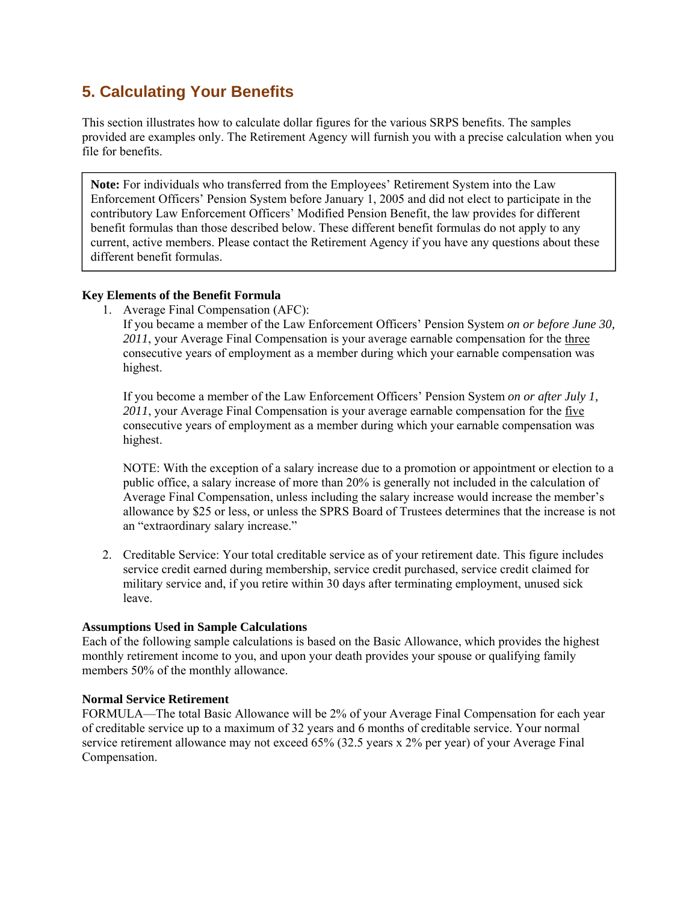## 5. Calculating Your Benefits

This section illustrates how to calculate dollar figures for the various SRPS benefits. The samples provided are examples only. The Retirement Agency will furnish you with a precise calculation when you file for benefits.

> **Note:** For individuals who transferred from the Employees' Retirement System into the Law Enforcement Officers' Pension System before January 1, 2005 and did not elect to participate in the contributory Law Enforcement Officers' Modified Pension Benefit, the law provides for different benefit formulas than those described below. These different benefit formulas do not apply to any current, active members. Please contact the Retirement Agency if you have any questions about these different benefit formulas.

**Key Elements of the Benefit Formula**

1. Average Final Compensation (AFC):
   If you became a member of the Law Enforcement Officers' Pension System *on or before June 30, 2011*, your Average Final Compensation is your average earnable compensation for the <u>three</u> consecutive years of employment as a member during which your earnable compensation was highest.

   If you become a member of the Law Enforcement Officers' Pension System *on or after July 1, 2011*, your Average Final Compensation is your average earnable compensation for the <u>five</u> consecutive years of employment as a member during which your earnable compensation was highest.

   NOTE: With the exception of a salary increase due to a promotion or appointment or election to a public office, a salary increase of more than 20% is generally not included in the calculation of Average Final Compensation, unless including the salary increase would increase the member's allowance by $25 or less, or unless the SPRS Board of Trustees determines that the increase is not an "extraordinary salary increase."

2. Creditable Service: Your total creditable service as of your retirement date. This figure includes service credit earned during membership, service credit purchased, service credit claimed for military service and, if you retire within 30 days after terminating employment, unused sick leave.

**Assumptions Used in Sample Calculations**
Each of the following sample calculations is based on the Basic Allowance, which provides the highest monthly retirement income to you, and upon your death provides your spouse or qualifying family members 50% of the monthly allowance.

**Normal Service Retirement**
FORMULA—The total Basic Allowance will be 2% of your Average Final Compensation for each year of creditable service up to a maximum of 32 years and 6 months of creditable service. Your normal service retirement allowance may not exceed 65% (32.5 years x 2% per year) of your Average Final Compensation.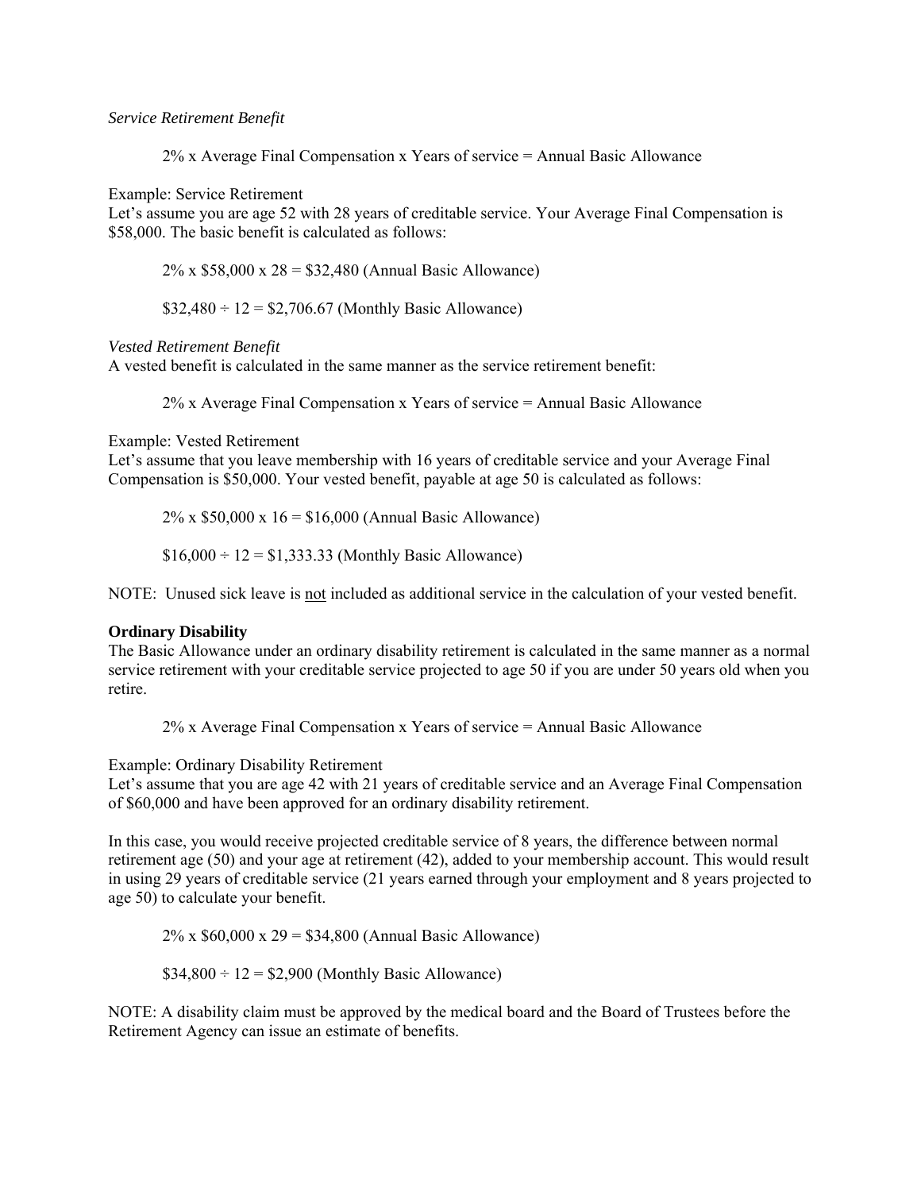*Service Retirement Benefit*

2% x Average Final Compensation x Years of service = Annual Basic Allowance

Example: Service Retirement

Let's assume you are age 52 with 28 years of creditable service. Your Average Final Compensation is $58,000. The basic benefit is calculated as follows:

2% x $58,000 x 28 = $32,480 (Annual Basic Allowance)

$32,480 ÷ 12 = $2,706.67 (Monthly Basic Allowance)

*Vested Retirement Benefit*

A vested benefit is calculated in the same manner as the service retirement benefit:

2% x Average Final Compensation x Years of service = Annual Basic Allowance

Example: Vested Retirement

Let's assume that you leave membership with 16 years of creditable service and your Average Final Compensation is $50,000. Your vested benefit, payable at age 50 is calculated as follows:

2% x $50,000 x 16 = $16,000 (Annual Basic Allowance)

$16,000 ÷ 12 = $1,333.33 (Monthly Basic Allowance)

NOTE: Unused sick leave is <u>not</u> included as additional service in the calculation of your vested benefit.

**Ordinary Disability**

The Basic Allowance under an ordinary disability retirement is calculated in the same manner as a normal service retirement with your creditable service projected to age 50 if you are under 50 years old when you retire.

2% x Average Final Compensation x Years of service = Annual Basic Allowance

Example: Ordinary Disability Retirement

Let's assume that you are age 42 with 21 years of creditable service and an Average Final Compensation of $60,000 and have been approved for an ordinary disability retirement.

In this case, you would receive projected creditable service of 8 years, the difference between normal retirement age (50) and your age at retirement (42), added to your membership account. This would result in using 29 years of creditable service (21 years earned through your employment and 8 years projected to age 50) to calculate your benefit.

2% x $60,000 x 29 = $34,800 (Annual Basic Allowance)

$34,800 ÷ 12 = $2,900 (Monthly Basic Allowance)

NOTE: A disability claim must be approved by the medical board and the Board of Trustees before the Retirement Agency can issue an estimate of benefits.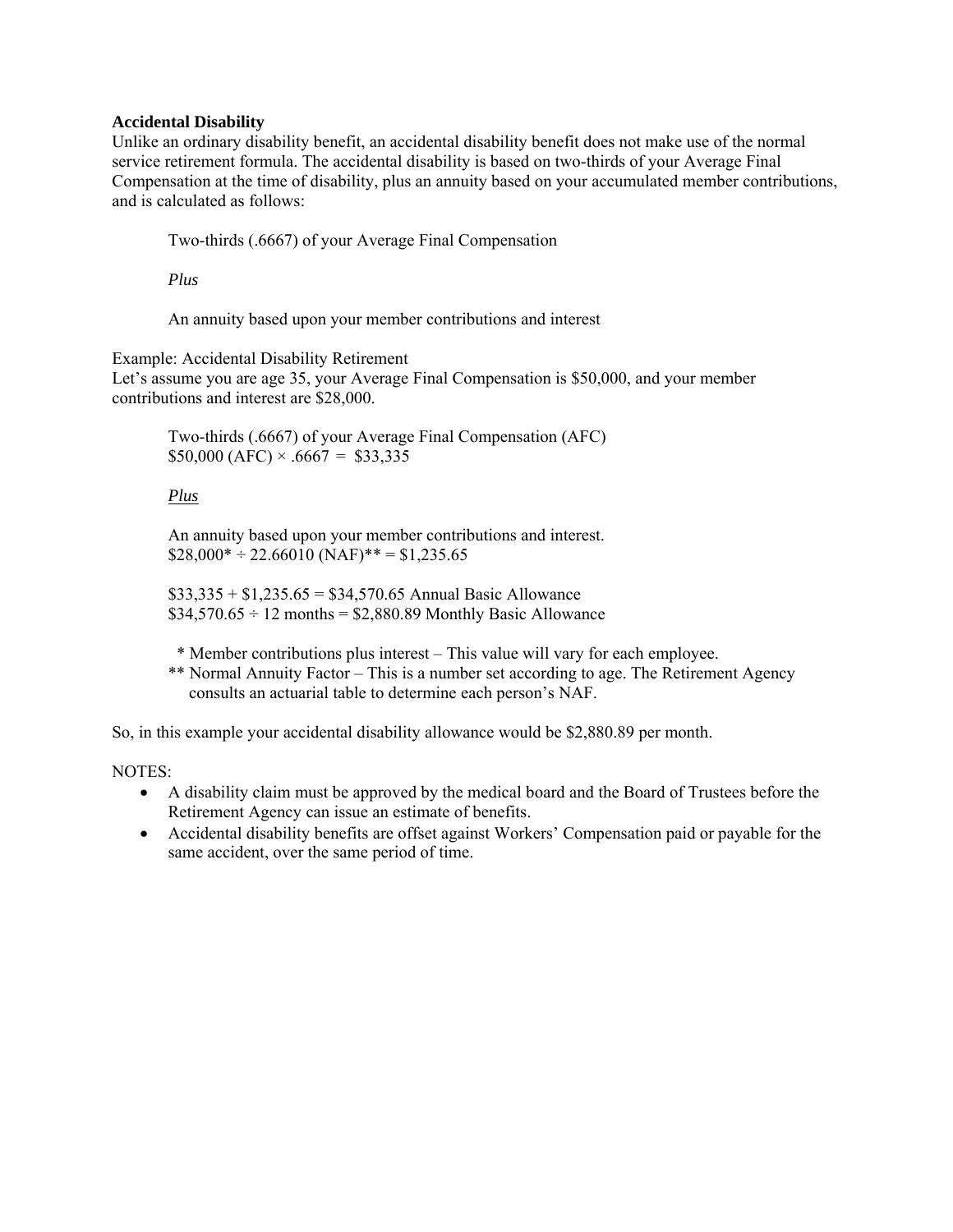**Accidental Disability**

Unlike an ordinary disability benefit, an accidental disability benefit does not make use of the normal service retirement formula. The accidental disability is based on two-thirds of your Average Final Compensation at the time of disability, plus an annuity based on your accumulated member contributions, and is calculated as follows:

Two-thirds (.6667) of your Average Final Compensation

*Plus*

An annuity based upon your member contributions and interest

Example: Accidental Disability Retirement
Let's assume you are age 35, your Average Final Compensation is $50,000, and your member contributions and interest are $28,000.

Two-thirds (.6667) of your Average Final Compensation (AFC)
$50,000 (AFC) × .6667 = $33,335

*Plus*

An annuity based upon your member contributions and interest.
$28,000* ÷ 22.66010 (NAF)** = $1,235.65

$33,335 + $1,235.65 = $34,570.65 Annual Basic Allowance
$34,570.65 ÷ 12 months = $2,880.89 Monthly Basic Allowance

\* Member contributions plus interest – This value will vary for each employee.
** Normal Annuity Factor – This is a number set according to age. The Retirement Agency consults an actuarial table to determine each person's NAF.

So, in this example your accidental disability allowance would be $2,880.89 per month.

NOTES:

- A disability claim must be approved by the medical board and the Board of Trustees before the Retirement Agency can issue an estimate of benefits.
- Accidental disability benefits are offset against Workers' Compensation paid or payable for the same accident, over the same period of time.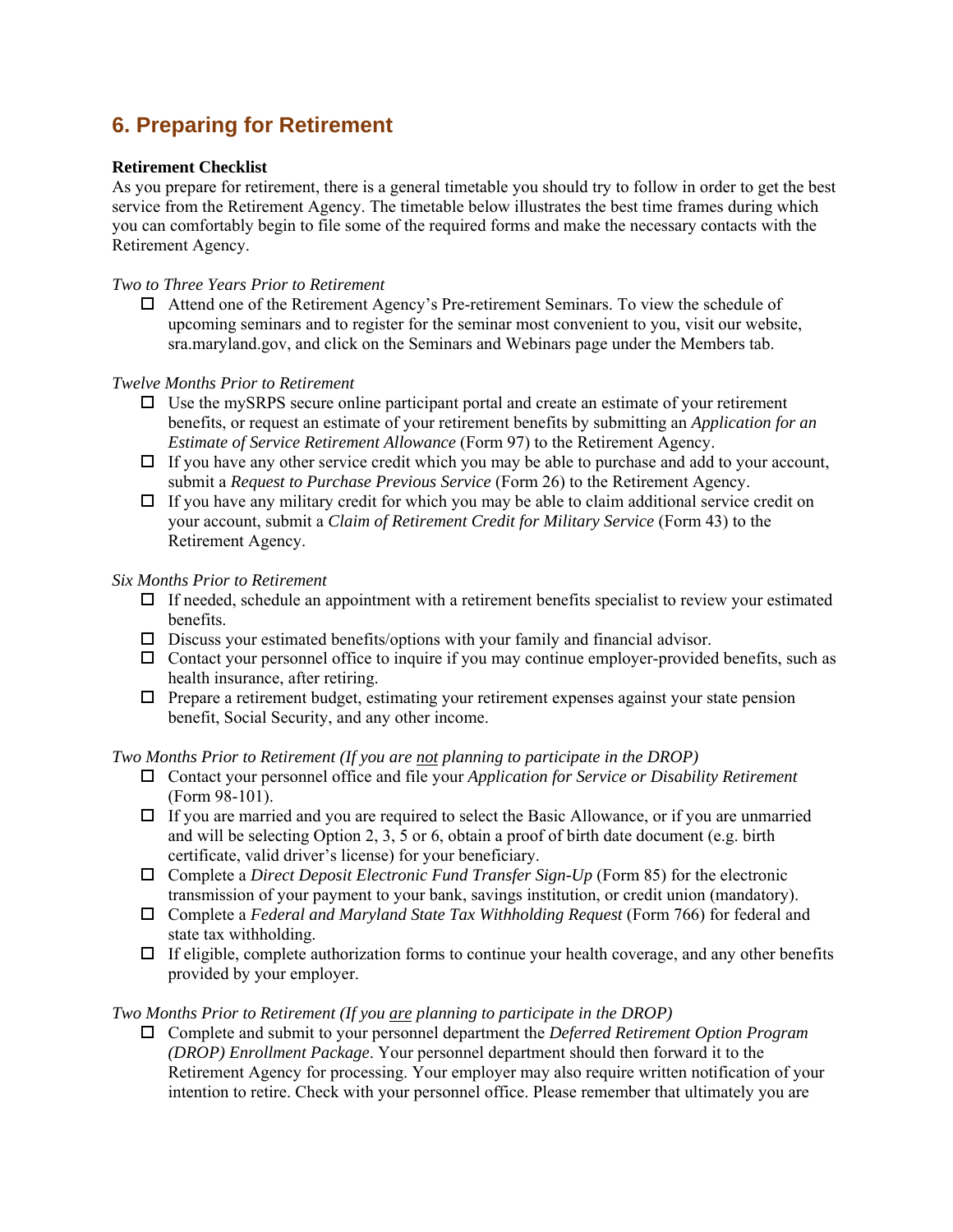## 6. Preparing for Retirement

**Retirement Checklist**

As you prepare for retirement, there is a general timetable you should try to follow in order to get the best service from the Retirement Agency. The timetable below illustrates the best time frames during which you can comfortably begin to file some of the required forms and make the necessary contacts with the Retirement Agency.

*Two to Three Years Prior to Retirement*

- ☐ Attend one of the Retirement Agency's Pre-retirement Seminars. To view the schedule of upcoming seminars and to register for the seminar most convenient to you, visit our website, sra.maryland.gov, and click on the Seminars and Webinars page under the Members tab.

*Twelve Months Prior to Retirement*

- ☐ Use the mySRPS secure online participant portal and create an estimate of your retirement benefits, or request an estimate of your retirement benefits by submitting an *Application for an Estimate of Service Retirement Allowance* (Form 97) to the Retirement Agency.
- ☐ If you have any other service credit which you may be able to purchase and add to your account, submit a *Request to Purchase Previous Service* (Form 26) to the Retirement Agency.
- ☐ If you have any military credit for which you may be able to claim additional service credit on your account, submit a *Claim of Retirement Credit for Military Service* (Form 43) to the Retirement Agency.

*Six Months Prior to Retirement*

- ☐ If needed, schedule an appointment with a retirement benefits specialist to review your estimated benefits.
- ☐ Discuss your estimated benefits/options with your family and financial advisor.
- ☐ Contact your personnel office to inquire if you may continue employer-provided benefits, such as health insurance, after retiring.
- ☐ Prepare a retirement budget, estimating your retirement expenses against your state pension benefit, Social Security, and any other income.

*Two Months Prior to Retirement (If you are <u>not</u> planning to participate in the DROP)*

- ☐ Contact your personnel office and file your *Application for Service or Disability Retirement* (Form 98-101).
- ☐ If you are married and you are required to select the Basic Allowance, or if you are unmarried and will be selecting Option 2, 3, 5 or 6, obtain a proof of birth date document (e.g. birth certificate, valid driver's license) for your beneficiary.
- ☐ Complete a *Direct Deposit Electronic Fund Transfer Sign-Up* (Form 85) for the electronic transmission of your payment to your bank, savings institution, or credit union (mandatory).
- ☐ Complete a *Federal and Maryland State Tax Withholding Request* (Form 766) for federal and state tax withholding.
- ☐ If eligible, complete authorization forms to continue your health coverage, and any other benefits provided by your employer.

*Two Months Prior to Retirement (If you <u>are</u> planning to participate in the DROP)*

- ☐ Complete and submit to your personnel department the *Deferred Retirement Option Program (DROP) Enrollment Package*. Your personnel department should then forward it to the Retirement Agency for processing. Your employer may also require written notification of your intention to retire. Check with your personnel office. Please remember that ultimately you are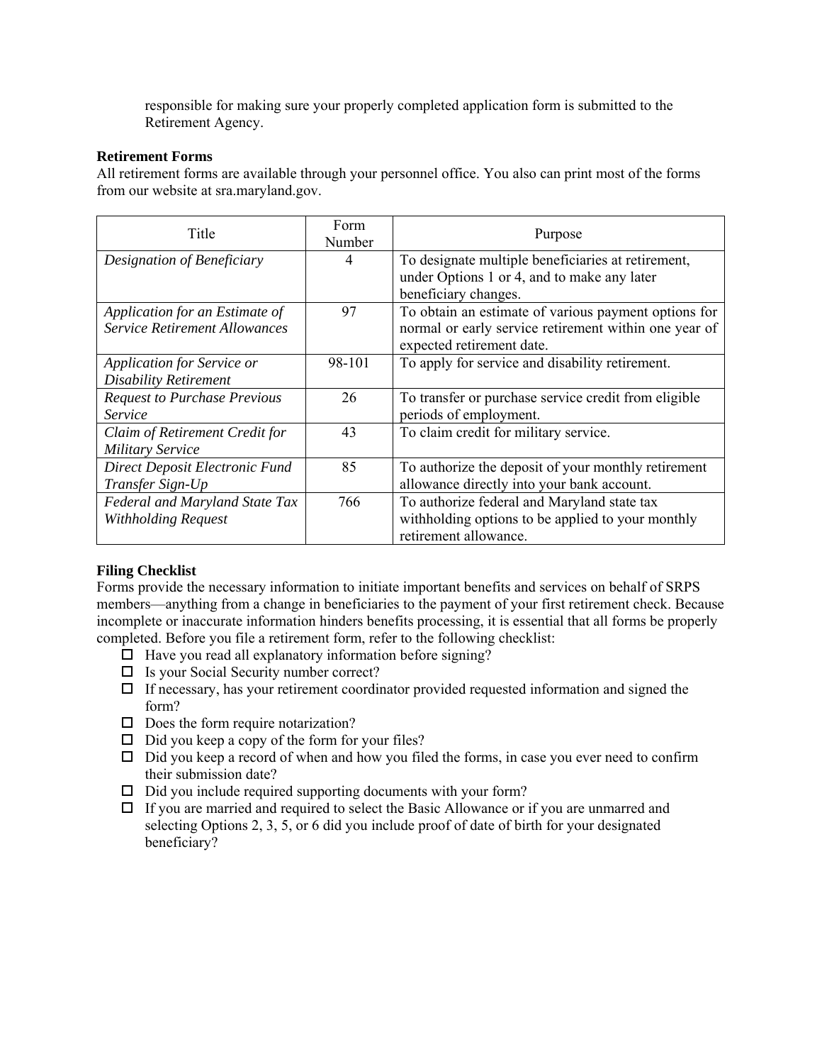responsible for making sure your properly completed application form is submitted to the Retirement Agency.

**Retirement Forms**

All retirement forms are available through your personnel office. You also can print most of the forms from our website at sra.maryland.gov.

| Title | Form Number | Purpose |
|---|---|---|
| *Designation of Beneficiary* | 4 | To designate multiple beneficiaries at retirement, under Options 1 or 4, and to make any later beneficiary changes. |
| *Application for an Estimate of Service Retirement Allowances* | 97 | To obtain an estimate of various payment options for normal or early service retirement within one year of expected retirement date. |
| *Application for Service or Disability Retirement* | 98-101 | To apply for service and disability retirement. |
| *Request to Purchase Previous Service* | 26 | To transfer or purchase service credit from eligible periods of employment. |
| *Claim of Retirement Credit for Military Service* | 43 | To claim credit for military service. |
| *Direct Deposit Electronic Fund Transfer Sign-Up* | 85 | To authorize the deposit of your monthly retirement allowance directly into your bank account. |
| *Federal and Maryland State Tax Withholding Request* | 766 | To authorize federal and Maryland state tax withholding options to be applied to your monthly retirement allowance. |

**Filing Checklist**

Forms provide the necessary information to initiate important benefits and services on behalf of SRPS members—anything from a change in beneficiaries to the payment of your first retirement check. Because incomplete or inaccurate information hinders benefits processing, it is essential that all forms be properly completed. Before you file a retirement form, refer to the following checklist:

- ☐ Have you read all explanatory information before signing?
- ☐ Is your Social Security number correct?
- ☐ If necessary, has your retirement coordinator provided requested information and signed the form?
- ☐ Does the form require notarization?
- ☐ Did you keep a copy of the form for your files?
- ☐ Did you keep a record of when and how you filed the forms, in case you ever need to confirm their submission date?
- ☐ Did you include required supporting documents with your form?
- ☐ If you are married and required to select the Basic Allowance or if you are unmarred and selecting Options 2, 3, 5, or 6 did you include proof of date of birth for your designated beneficiary?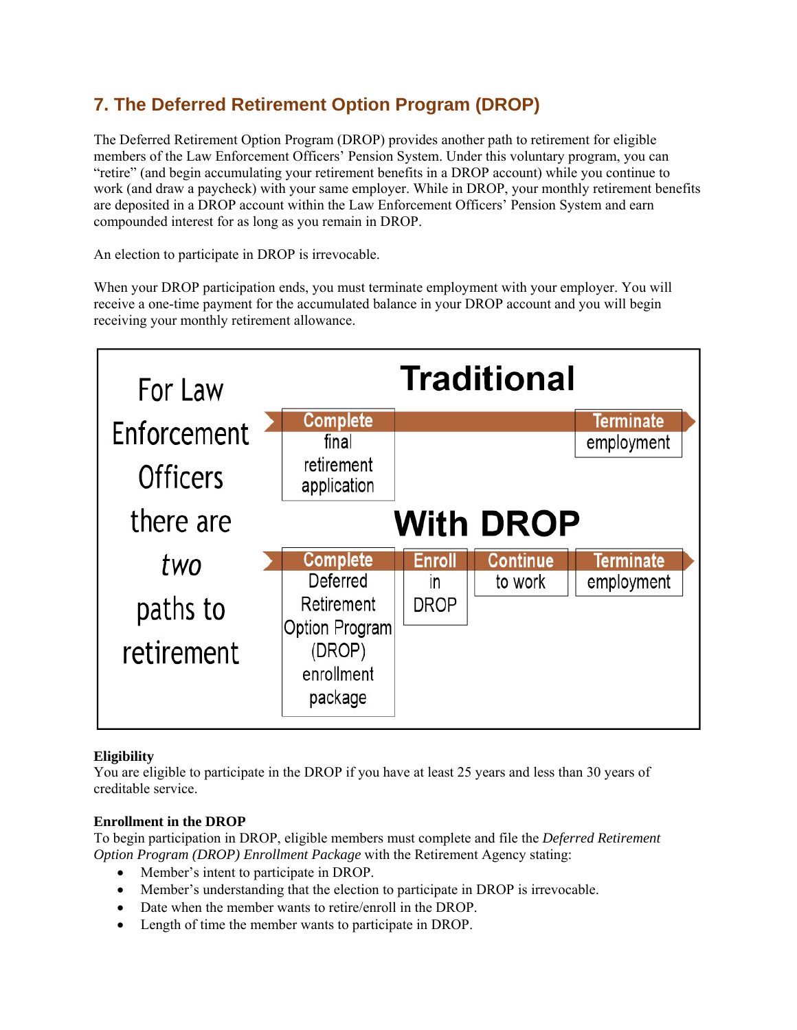## 7. The Deferred Retirement Option Program (DROP)

The Deferred Retirement Option Program (DROP) provides another path to retirement for eligible members of the Law Enforcement Officers' Pension System. Under this voluntary program, you can "retire" (and begin accumulating your retirement benefits in a DROP account) while you continue to work (and draw a paycheck) with your same employer. While in DROP, your monthly retirement benefits are deposited in a DROP account within the Law Enforcement Officers' Pension System and earn compounded interest for as long as you remain in DROP.

An election to participate in DROP is irrevocable.

When your DROP participation ends, you must terminate employment with your employer. You will receive a one-time payment for the accumulated balance in your DROP account and you will begin receiving your monthly retirement allowance.

For Law Enforcement Officers there are *two* paths to retirement

**Traditional**

| Complete | Terminate |
|---|---|
| final retirement application | employment |

**With DROP**

| Complete | Enroll | Continue | Terminate |
|---|---|---|---|
| Deferred Retirement Option Program (DROP) enrollment package | in DROP | to work | employment |

**Eligibility**
You are eligible to participate in the DROP if you have at least 25 years and less than 30 years of creditable service.

**Enrollment in the DROP**
To begin participation in DROP, eligible members must complete and file the *Deferred Retirement Option Program (DROP) Enrollment Package* with the Retirement Agency stating:

- Member's intent to participate in DROP.
- Member's understanding that the election to participate in DROP is irrevocable.
- Date when the member wants to retire/enroll in the DROP.
- Length of time the member wants to participate in DROP.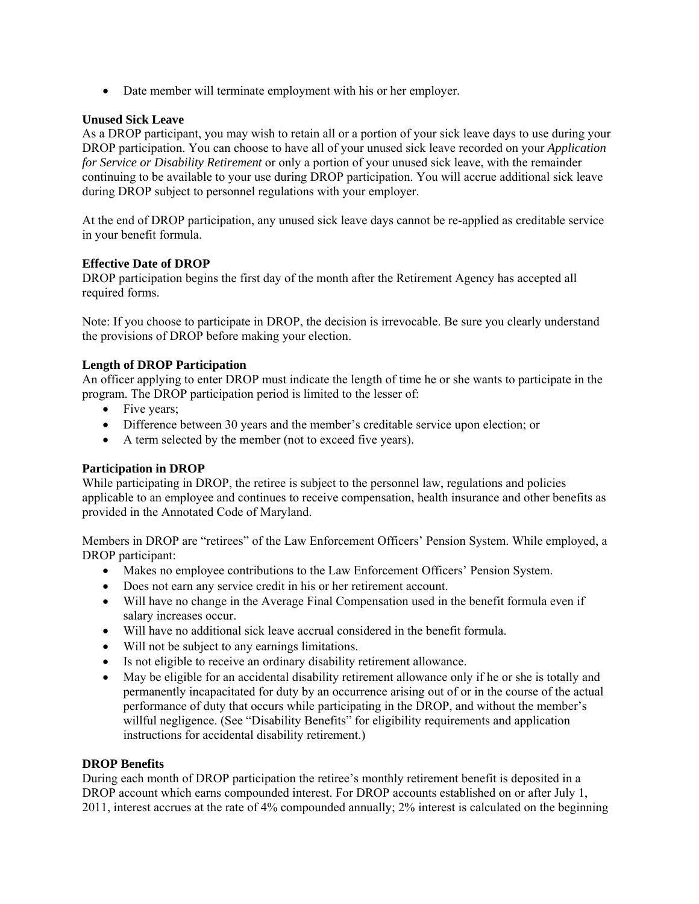- Date member will terminate employment with his or her employer.

**Unused Sick Leave**
As a DROP participant, you may wish to retain all or a portion of your sick leave days to use during your DROP participation. You can choose to have all of your unused sick leave recorded on your *Application for Service or Disability Retirement* or only a portion of your unused sick leave, with the remainder continuing to be available to your use during DROP participation. You will accrue additional sick leave during DROP subject to personnel regulations with your employer.

At the end of DROP participation, any unused sick leave days cannot be re-applied as creditable service in your benefit formula.

**Effective Date of DROP**
DROP participation begins the first day of the month after the Retirement Agency has accepted all required forms.

Note: If you choose to participate in DROP, the decision is irrevocable. Be sure you clearly understand the provisions of DROP before making your election.

**Length of DROP Participation**
An officer applying to enter DROP must indicate the length of time he or she wants to participate in the program. The DROP participation period is limited to the lesser of:

- Five years;
- Difference between 30 years and the member's creditable service upon election; or
- A term selected by the member (not to exceed five years).

**Participation in DROP**
While participating in DROP, the retiree is subject to the personnel law, regulations and policies applicable to an employee and continues to receive compensation, health insurance and other benefits as provided in the Annotated Code of Maryland.

Members in DROP are "retirees" of the Law Enforcement Officers' Pension System. While employed, a DROP participant:

- Makes no employee contributions to the Law Enforcement Officers' Pension System.
- Does not earn any service credit in his or her retirement account.
- Will have no change in the Average Final Compensation used in the benefit formula even if salary increases occur.
- Will have no additional sick leave accrual considered in the benefit formula.
- Will not be subject to any earnings limitations.
- Is not eligible to receive an ordinary disability retirement allowance.
- May be eligible for an accidental disability retirement allowance only if he or she is totally and permanently incapacitated for duty by an occurrence arising out of or in the course of the actual performance of duty that occurs while participating in the DROP, and without the member's willful negligence. (See "Disability Benefits" for eligibility requirements and application instructions for accidental disability retirement.)

**DROP Benefits**
During each month of DROP participation the retiree's monthly retirement benefit is deposited in a DROP account which earns compounded interest. For DROP accounts established on or after July 1, 2011, interest accrues at the rate of 4% compounded annually; 2% interest is calculated on the beginning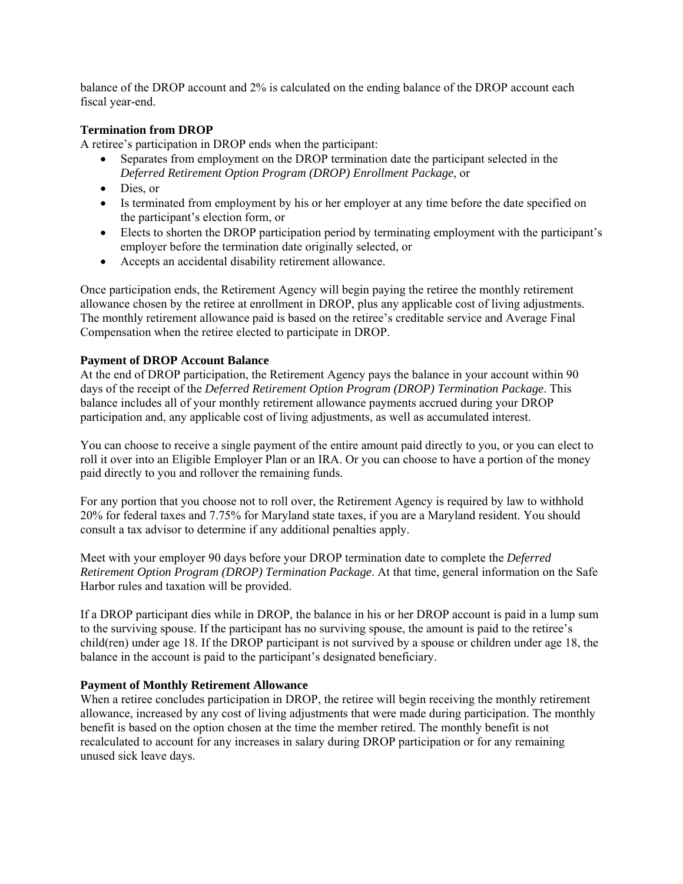balance of the DROP account and 2% is calculated on the ending balance of the DROP account each fiscal year-end.

**Termination from DROP**

A retiree's participation in DROP ends when the participant:

- Separates from employment on the DROP termination date the participant selected in the *Deferred Retirement Option Program (DROP) Enrollment Package*, or
- Dies, or
- Is terminated from employment by his or her employer at any time before the date specified on the participant's election form, or
- Elects to shorten the DROP participation period by terminating employment with the participant's employer before the termination date originally selected, or
- Accepts an accidental disability retirement allowance.

Once participation ends, the Retirement Agency will begin paying the retiree the monthly retirement allowance chosen by the retiree at enrollment in DROP, plus any applicable cost of living adjustments. The monthly retirement allowance paid is based on the retiree's creditable service and Average Final Compensation when the retiree elected to participate in DROP.

**Payment of DROP Account Balance**

At the end of DROP participation, the Retirement Agency pays the balance in your account within 90 days of the receipt of the *Deferred Retirement Option Program (DROP) Termination Package*. This balance includes all of your monthly retirement allowance payments accrued during your DROP participation and, any applicable cost of living adjustments, as well as accumulated interest.

You can choose to receive a single payment of the entire amount paid directly to you, or you can elect to roll it over into an Eligible Employer Plan or an IRA. Or you can choose to have a portion of the money paid directly to you and rollover the remaining funds.

For any portion that you choose not to roll over, the Retirement Agency is required by law to withhold 20% for federal taxes and 7.75% for Maryland state taxes, if you are a Maryland resident. You should consult a tax advisor to determine if any additional penalties apply.

Meet with your employer 90 days before your DROP termination date to complete the *Deferred Retirement Option Program (DROP) Termination Package*. At that time, general information on the Safe Harbor rules and taxation will be provided.

If a DROP participant dies while in DROP, the balance in his or her DROP account is paid in a lump sum to the surviving spouse. If the participant has no surviving spouse, the amount is paid to the retiree's child(ren) under age 18. If the DROP participant is not survived by a spouse or children under age 18, the balance in the account is paid to the participant's designated beneficiary.

**Payment of Monthly Retirement Allowance**

When a retiree concludes participation in DROP, the retiree will begin receiving the monthly retirement allowance, increased by any cost of living adjustments that were made during participation. The monthly benefit is based on the option chosen at the time the member retired. The monthly benefit is not recalculated to account for any increases in salary during DROP participation or for any remaining unused sick leave days.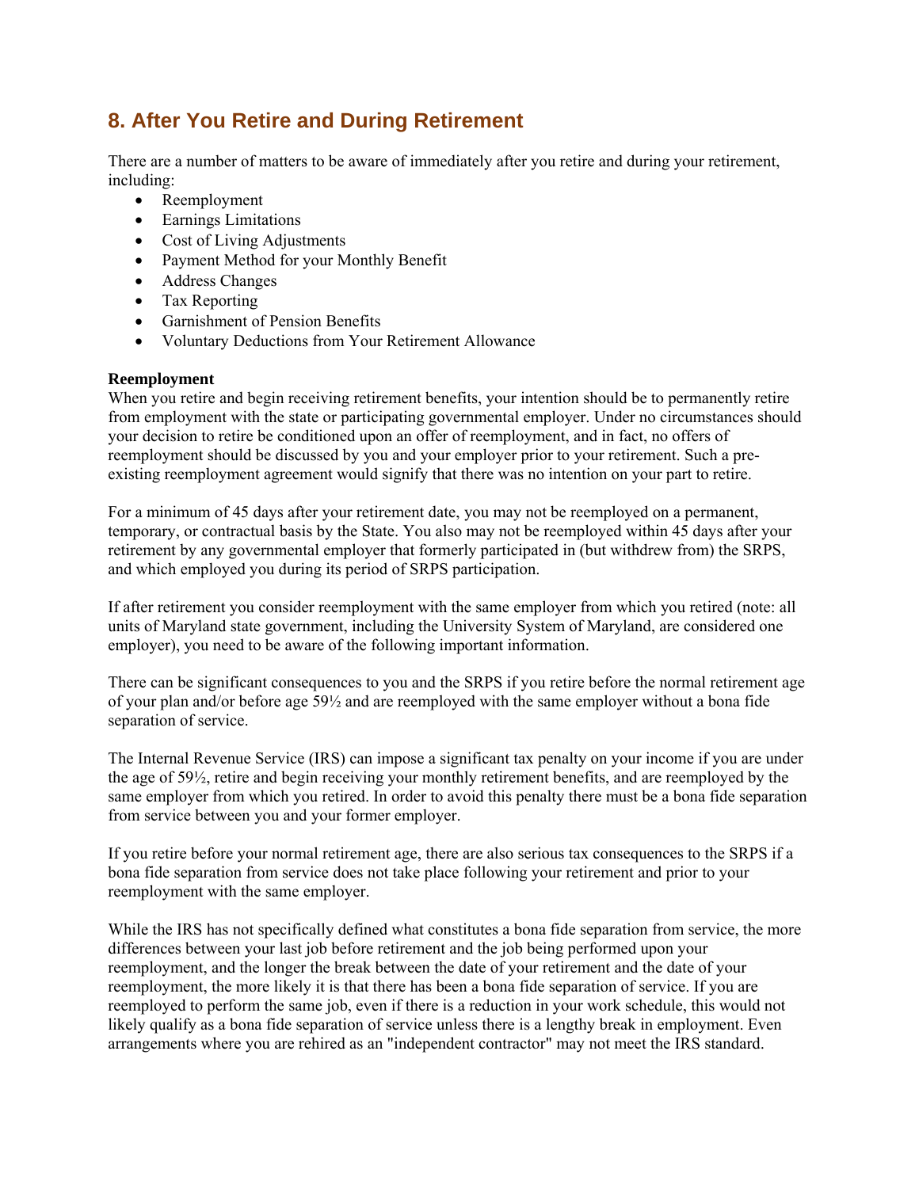## 8. After You Retire and During Retirement

There are a number of matters to be aware of immediately after you retire and during your retirement, including:

- Reemployment
- Earnings Limitations
- Cost of Living Adjustments
- Payment Method for your Monthly Benefit
- Address Changes
- Tax Reporting
- Garnishment of Pension Benefits
- Voluntary Deductions from Your Retirement Allowance

**Reemployment**

When you retire and begin receiving retirement benefits, your intention should be to permanently retire from employment with the state or participating governmental employer. Under no circumstances should your decision to retire be conditioned upon an offer of reemployment, and in fact, no offers of reemployment should be discussed by you and your employer prior to your retirement. Such a pre-existing reemployment agreement would signify that there was no intention on your part to retire.

For a minimum of 45 days after your retirement date, you may not be reemployed on a permanent, temporary, or contractual basis by the State. You also may not be reemployed within 45 days after your retirement by any governmental employer that formerly participated in (but withdrew from) the SRPS, and which employed you during its period of SRPS participation.

If after retirement you consider reemployment with the same employer from which you retired (note: all units of Maryland state government, including the University System of Maryland, are considered one employer), you need to be aware of the following important information.

There can be significant consequences to you and the SRPS if you retire before the normal retirement age of your plan and/or before age 59½ and are reemployed with the same employer without a bona fide separation of service.

The Internal Revenue Service (IRS) can impose a significant tax penalty on your income if you are under the age of 59½, retire and begin receiving your monthly retirement benefits, and are reemployed by the same employer from which you retired. In order to avoid this penalty there must be a bona fide separation from service between you and your former employer.

If you retire before your normal retirement age, there are also serious tax consequences to the SRPS if a bona fide separation from service does not take place following your retirement and prior to your reemployment with the same employer.

While the IRS has not specifically defined what constitutes a bona fide separation from service, the more differences between your last job before retirement and the job being performed upon your reemployment, and the longer the break between the date of your retirement and the date of your reemployment, the more likely it is that there has been a bona fide separation of service. If you are reemployed to perform the same job, even if there is a reduction in your work schedule, this would not likely qualify as a bona fide separation of service unless there is a lengthy break in employment. Even arrangements where you are rehired as an "independent contractor" may not meet the IRS standard.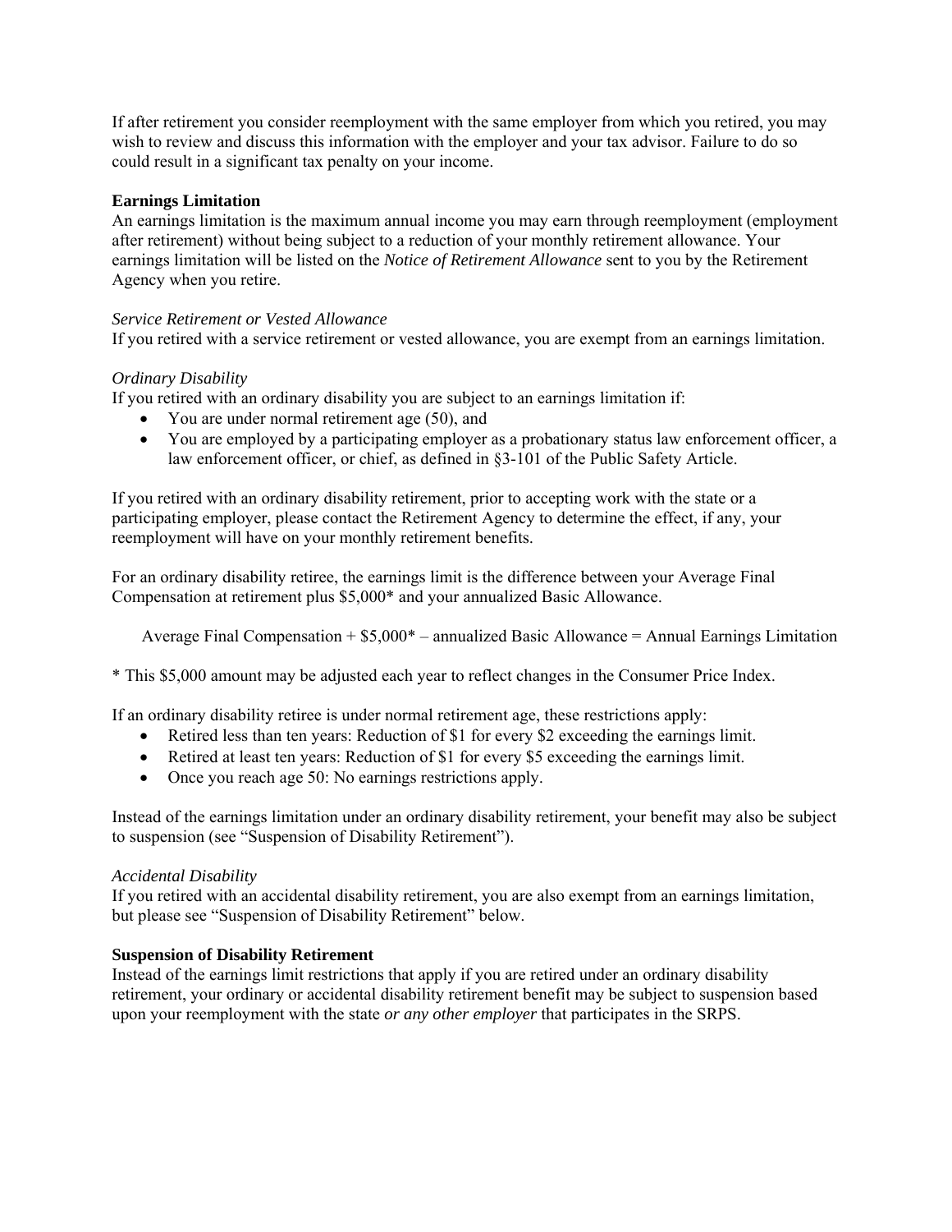If after retirement you consider reemployment with the same employer from which you retired, you may wish to review and discuss this information with the employer and your tax advisor. Failure to do so could result in a significant tax penalty on your income.

**Earnings Limitation**

An earnings limitation is the maximum annual income you may earn through reemployment (employment after retirement) without being subject to a reduction of your monthly retirement allowance. Your earnings limitation will be listed on the *Notice of Retirement Allowance* sent to you by the Retirement Agency when you retire.

*Service Retirement or Vested Allowance*

If you retired with a service retirement or vested allowance, you are exempt from an earnings limitation.

*Ordinary Disability*

If you retired with an ordinary disability you are subject to an earnings limitation if:

- You are under normal retirement age (50), and
- You are employed by a participating employer as a probationary status law enforcement officer, a law enforcement officer, or chief, as defined in §3-101 of the Public Safety Article.

If you retired with an ordinary disability retirement, prior to accepting work with the state or a participating employer, please contact the Retirement Agency to determine the effect, if any, your reemployment will have on your monthly retirement benefits.

For an ordinary disability retiree, the earnings limit is the difference between your Average Final Compensation at retirement plus $5,000* and your annualized Basic Allowance.

Average Final Compensation + $5,000* – annualized Basic Allowance = Annual Earnings Limitation

* This $5,000 amount may be adjusted each year to reflect changes in the Consumer Price Index.

If an ordinary disability retiree is under normal retirement age, these restrictions apply:

- Retired less than ten years: Reduction of $1 for every $2 exceeding the earnings limit.
- Retired at least ten years: Reduction of $1 for every $5 exceeding the earnings limit.
- Once you reach age 50: No earnings restrictions apply.

Instead of the earnings limitation under an ordinary disability retirement, your benefit may also be subject to suspension (see "Suspension of Disability Retirement").

*Accidental Disability*

If you retired with an accidental disability retirement, you are also exempt from an earnings limitation, but please see "Suspension of Disability Retirement" below.

**Suspension of Disability Retirement**

Instead of the earnings limit restrictions that apply if you are retired under an ordinary disability retirement, your ordinary or accidental disability retirement benefit may be subject to suspension based upon your reemployment with the state *or any other employer* that participates in the SRPS.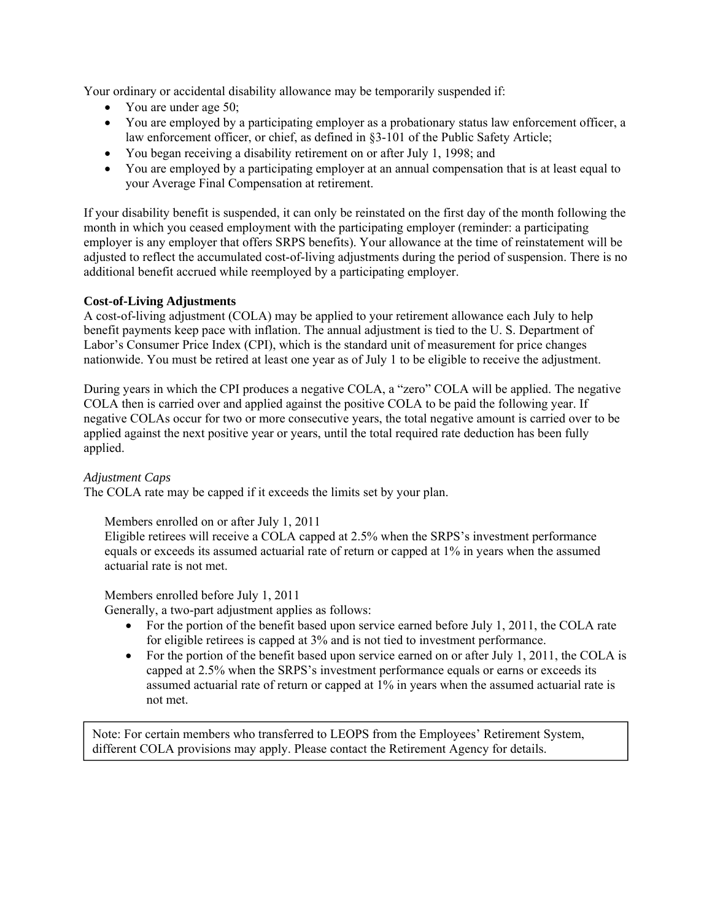Your ordinary or accidental disability allowance may be temporarily suspended if:

- You are under age 50;
- You are employed by a participating employer as a probationary status law enforcement officer, a law enforcement officer, or chief, as defined in §3-101 of the Public Safety Article;
- You began receiving a disability retirement on or after July 1, 1998; and
- You are employed by a participating employer at an annual compensation that is at least equal to your Average Final Compensation at retirement.

If your disability benefit is suspended, it can only be reinstated on the first day of the month following the month in which you ceased employment with the participating employer (reminder: a participating employer is any employer that offers SRPS benefits). Your allowance at the time of reinstatement will be adjusted to reflect the accumulated cost-of-living adjustments during the period of suspension. There is no additional benefit accrued while reemployed by a participating employer.

**Cost-of-Living Adjustments**

A cost-of-living adjustment (COLA) may be applied to your retirement allowance each July to help benefit payments keep pace with inflation. The annual adjustment is tied to the U. S. Department of Labor's Consumer Price Index (CPI), which is the standard unit of measurement for price changes nationwide. You must be retired at least one year as of July 1 to be eligible to receive the adjustment.

During years in which the CPI produces a negative COLA, a "zero" COLA will be applied. The negative COLA then is carried over and applied against the positive COLA to be paid the following year. If negative COLAs occur for two or more consecutive years, the total negative amount is carried over to be applied against the next positive year or years, until the total required rate deduction has been fully applied.

*Adjustment Caps*

The COLA rate may be capped if it exceeds the limits set by your plan.

Members enrolled on or after July 1, 2011

Eligible retirees will receive a COLA capped at 2.5% when the SRPS's investment performance equals or exceeds its assumed actuarial rate of return or capped at 1% in years when the assumed actuarial rate is not met.

Members enrolled before July 1, 2011

Generally, a two-part adjustment applies as follows:

- For the portion of the benefit based upon service earned before July 1, 2011, the COLA rate for eligible retirees is capped at 3% and is not tied to investment performance.
- For the portion of the benefit based upon service earned on or after July 1, 2011, the COLA is capped at 2.5% when the SRPS's investment performance equals or earns or exceeds its assumed actuarial rate of return or capped at 1% in years when the assumed actuarial rate is not met.

Note: For certain members who transferred to LEOPS from the Employees' Retirement System, different COLA provisions may apply. Please contact the Retirement Agency for details.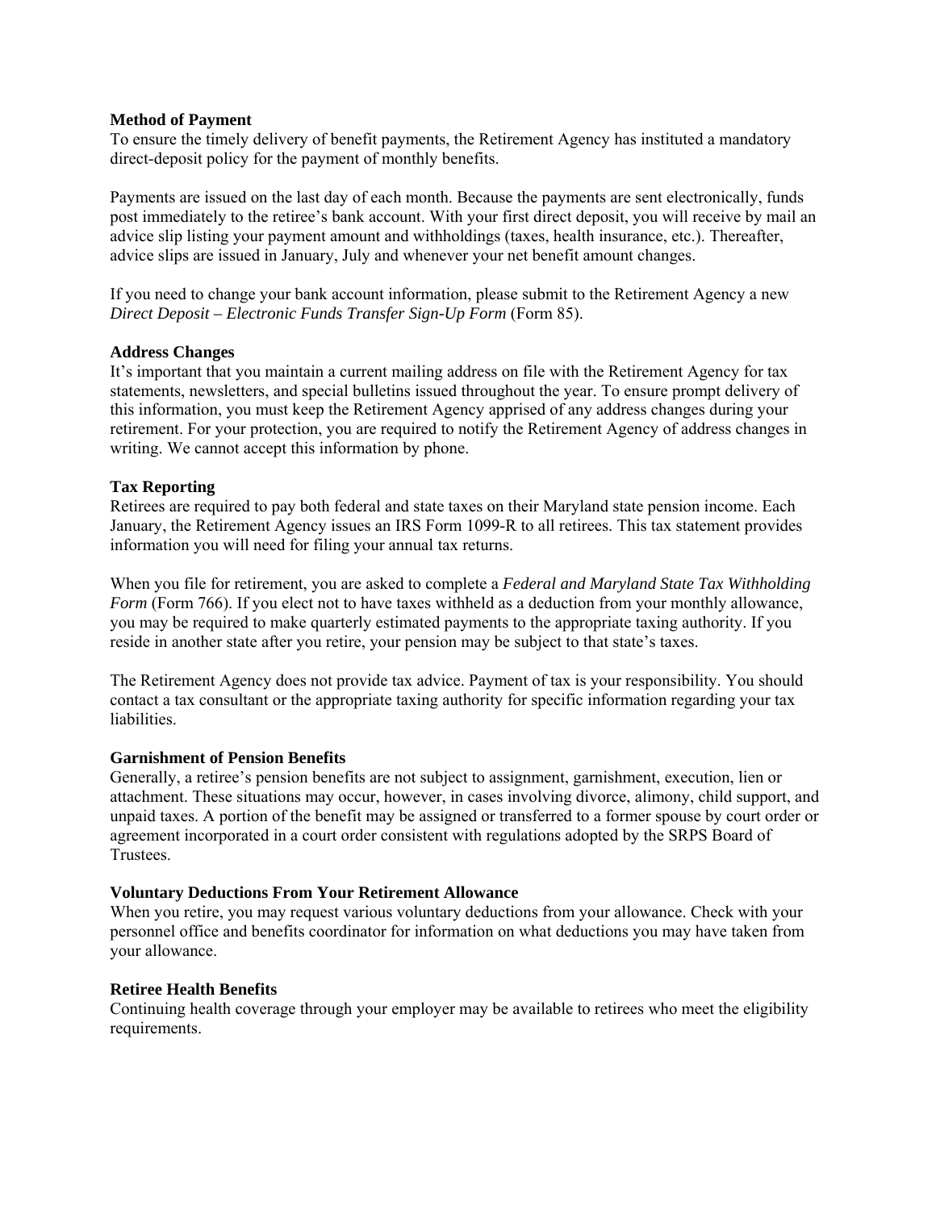**Method of Payment**

To ensure the timely delivery of benefit payments, the Retirement Agency has instituted a mandatory direct-deposit policy for the payment of monthly benefits.

Payments are issued on the last day of each month. Because the payments are sent electronically, funds post immediately to the retiree's bank account. With your first direct deposit, you will receive by mail an advice slip listing your payment amount and withholdings (taxes, health insurance, etc.). Thereafter, advice slips are issued in January, July and whenever your net benefit amount changes.

If you need to change your bank account information, please submit to the Retirement Agency a new *Direct Deposit – Electronic Funds Transfer Sign-Up Form* (Form 85).

**Address Changes**

It's important that you maintain a current mailing address on file with the Retirement Agency for tax statements, newsletters, and special bulletins issued throughout the year. To ensure prompt delivery of this information, you must keep the Retirement Agency apprised of any address changes during your retirement. For your protection, you are required to notify the Retirement Agency of address changes in writing. We cannot accept this information by phone.

**Tax Reporting**

Retirees are required to pay both federal and state taxes on their Maryland state pension income. Each January, the Retirement Agency issues an IRS Form 1099-R to all retirees. This tax statement provides information you will need for filing your annual tax returns.

When you file for retirement, you are asked to complete a *Federal and Maryland State Tax Withholding Form* (Form 766). If you elect not to have taxes withheld as a deduction from your monthly allowance, you may be required to make quarterly estimated payments to the appropriate taxing authority. If you reside in another state after you retire, your pension may be subject to that state's taxes.

The Retirement Agency does not provide tax advice. Payment of tax is your responsibility. You should contact a tax consultant or the appropriate taxing authority for specific information regarding your tax liabilities.

**Garnishment of Pension Benefits**

Generally, a retiree's pension benefits are not subject to assignment, garnishment, execution, lien or attachment. These situations may occur, however, in cases involving divorce, alimony, child support, and unpaid taxes. A portion of the benefit may be assigned or transferred to a former spouse by court order or agreement incorporated in a court order consistent with regulations adopted by the SRPS Board of Trustees.

**Voluntary Deductions From Your Retirement Allowance**

When you retire, you may request various voluntary deductions from your allowance. Check with your personnel office and benefits coordinator for information on what deductions you may have taken from your allowance.

**Retiree Health Benefits**

Continuing health coverage through your employer may be available to retirees who meet the eligibility requirements.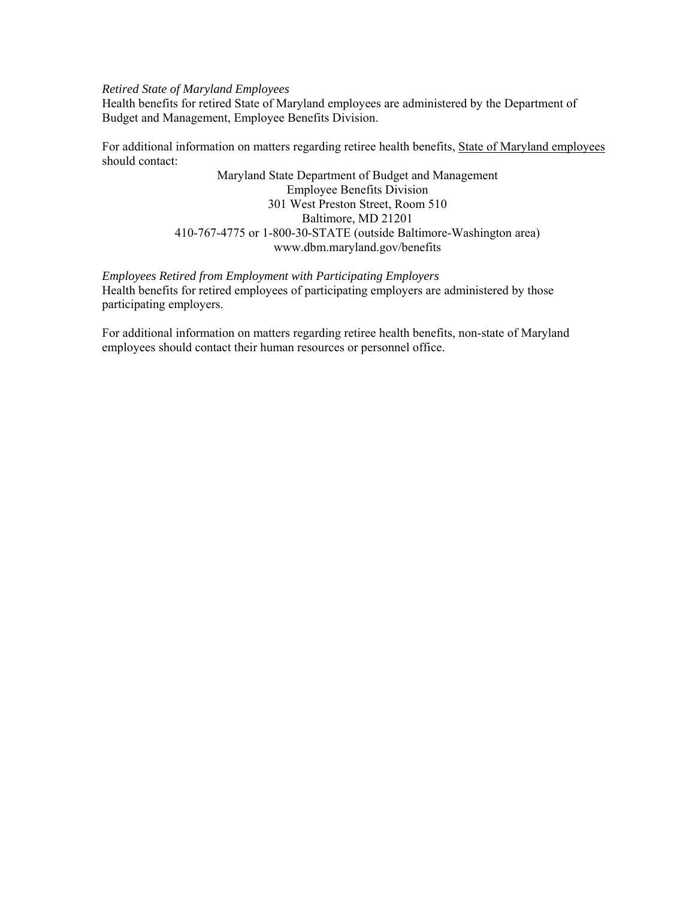*Retired State of Maryland Employees*
Health benefits for retired State of Maryland employees are administered by the Department of Budget and Management, Employee Benefits Division.

For additional information on matters regarding retiree health benefits, <u>State of Maryland employees</u> should contact:

Maryland State Department of Budget and Management
Employee Benefits Division
301 West Preston Street, Room 510
Baltimore, MD 21201
410-767-4775 or 1-800-30-STATE (outside Baltimore-Washington area)
www.dbm.maryland.gov/benefits

*Employees Retired from Employment with Participating Employers*
Health benefits for retired employees of participating employers are administered by those participating employers.

For additional information on matters regarding retiree health benefits, non-state of Maryland employees should contact their human resources or personnel office.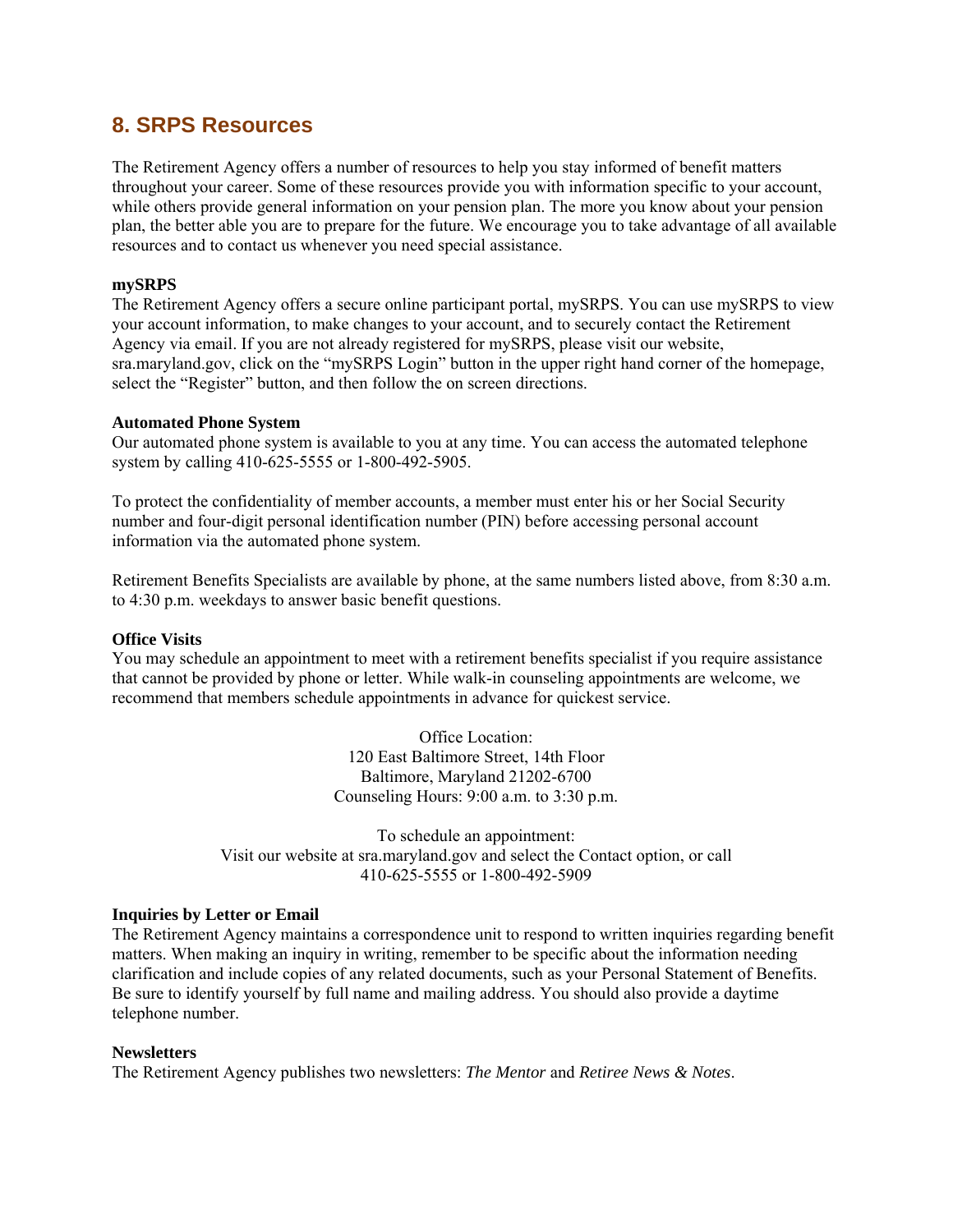## 8. SRPS Resources

The Retirement Agency offers a number of resources to help you stay informed of benefit matters throughout your career. Some of these resources provide you with information specific to your account, while others provide general information on your pension plan. The more you know about your pension plan, the better able you are to prepare for the future. We encourage you to take advantage of all available resources and to contact us whenever you need special assistance.

**mySRPS**
The Retirement Agency offers a secure online participant portal, mySRPS. You can use mySRPS to view your account information, to make changes to your account, and to securely contact the Retirement Agency via email. If you are not already registered for mySRPS, please visit our website, sra.maryland.gov, click on the "mySRPS Login" button in the upper right hand corner of the homepage, select the "Register" button, and then follow the on screen directions.

**Automated Phone System**
Our automated phone system is available to you at any time. You can access the automated telephone system by calling 410-625-5555 or 1-800-492-5905.

To protect the confidentiality of member accounts, a member must enter his or her Social Security number and four-digit personal identification number (PIN) before accessing personal account information via the automated phone system.

Retirement Benefits Specialists are available by phone, at the same numbers listed above, from 8:30 a.m. to 4:30 p.m. weekdays to answer basic benefit questions.

**Office Visits**
You may schedule an appointment to meet with a retirement benefits specialist if you require assistance that cannot be provided by phone or letter. While walk-in counseling appointments are welcome, we recommend that members schedule appointments in advance for quickest service.

Office Location:
120 East Baltimore Street, 14th Floor
Baltimore, Maryland 21202-6700
Counseling Hours: 9:00 a.m. to 3:30 p.m.

To schedule an appointment:
Visit our website at sra.maryland.gov and select the Contact option, or call
410-625-5555 or 1-800-492-5909

**Inquiries by Letter or Email**
The Retirement Agency maintains a correspondence unit to respond to written inquiries regarding benefit matters. When making an inquiry in writing, remember to be specific about the information needing clarification and include copies of any related documents, such as your Personal Statement of Benefits. Be sure to identify yourself by full name and mailing address. You should also provide a daytime telephone number.

**Newsletters**
The Retirement Agency publishes two newsletters: *The Mentor* and *Retiree News & Notes*.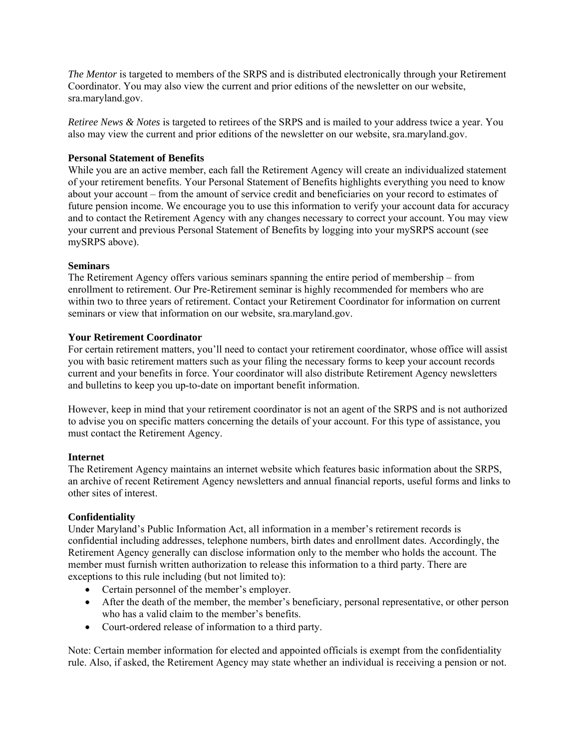*The Mentor* is targeted to members of the SRPS and is distributed electronically through your Retirement Coordinator. You may also view the current and prior editions of the newsletter on our website, sra.maryland.gov.

*Retiree News & Notes* is targeted to retirees of the SRPS and is mailed to your address twice a year. You also may view the current and prior editions of the newsletter on our website, sra.maryland.gov.

**Personal Statement of Benefits**

While you are an active member, each fall the Retirement Agency will create an individualized statement of your retirement benefits. Your Personal Statement of Benefits highlights everything you need to know about your account – from the amount of service credit and beneficiaries on your record to estimates of future pension income. We encourage you to use this information to verify your account data for accuracy and to contact the Retirement Agency with any changes necessary to correct your account. You may view your current and previous Personal Statement of Benefits by logging into your mySRPS account (see mySRPS above).

**Seminars**

The Retirement Agency offers various seminars spanning the entire period of membership – from enrollment to retirement. Our Pre-Retirement seminar is highly recommended for members who are within two to three years of retirement. Contact your Retirement Coordinator for information on current seminars or view that information on our website, sra.maryland.gov.

**Your Retirement Coordinator**

For certain retirement matters, you'll need to contact your retirement coordinator, whose office will assist you with basic retirement matters such as your filing the necessary forms to keep your account records current and your benefits in force. Your coordinator will also distribute Retirement Agency newsletters and bulletins to keep you up-to-date on important benefit information.

However, keep in mind that your retirement coordinator is not an agent of the SRPS and is not authorized to advise you on specific matters concerning the details of your account. For this type of assistance, you must contact the Retirement Agency.

**Internet**

The Retirement Agency maintains an internet website which features basic information about the SRPS, an archive of recent Retirement Agency newsletters and annual financial reports, useful forms and links to other sites of interest.

**Confidentiality**

Under Maryland's Public Information Act, all information in a member's retirement records is confidential including addresses, telephone numbers, birth dates and enrollment dates. Accordingly, the Retirement Agency generally can disclose information only to the member who holds the account. The member must furnish written authorization to release this information to a third party. There are exceptions to this rule including (but not limited to):

- Certain personnel of the member's employer.
- After the death of the member, the member's beneficiary, personal representative, or other person who has a valid claim to the member's benefits.
- Court-ordered release of information to a third party.

Note: Certain member information for elected and appointed officials is exempt from the confidentiality rule. Also, if asked, the Retirement Agency may state whether an individual is receiving a pension or not.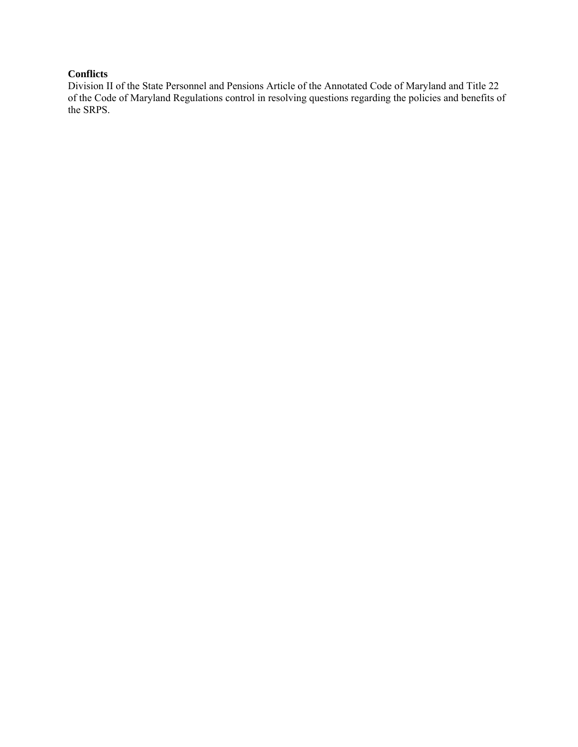**Conflicts**

Division II of the State Personnel and Pensions Article of the Annotated Code of Maryland and Title 22 of the Code of Maryland Regulations control in resolving questions regarding the policies and benefits of the SRPS.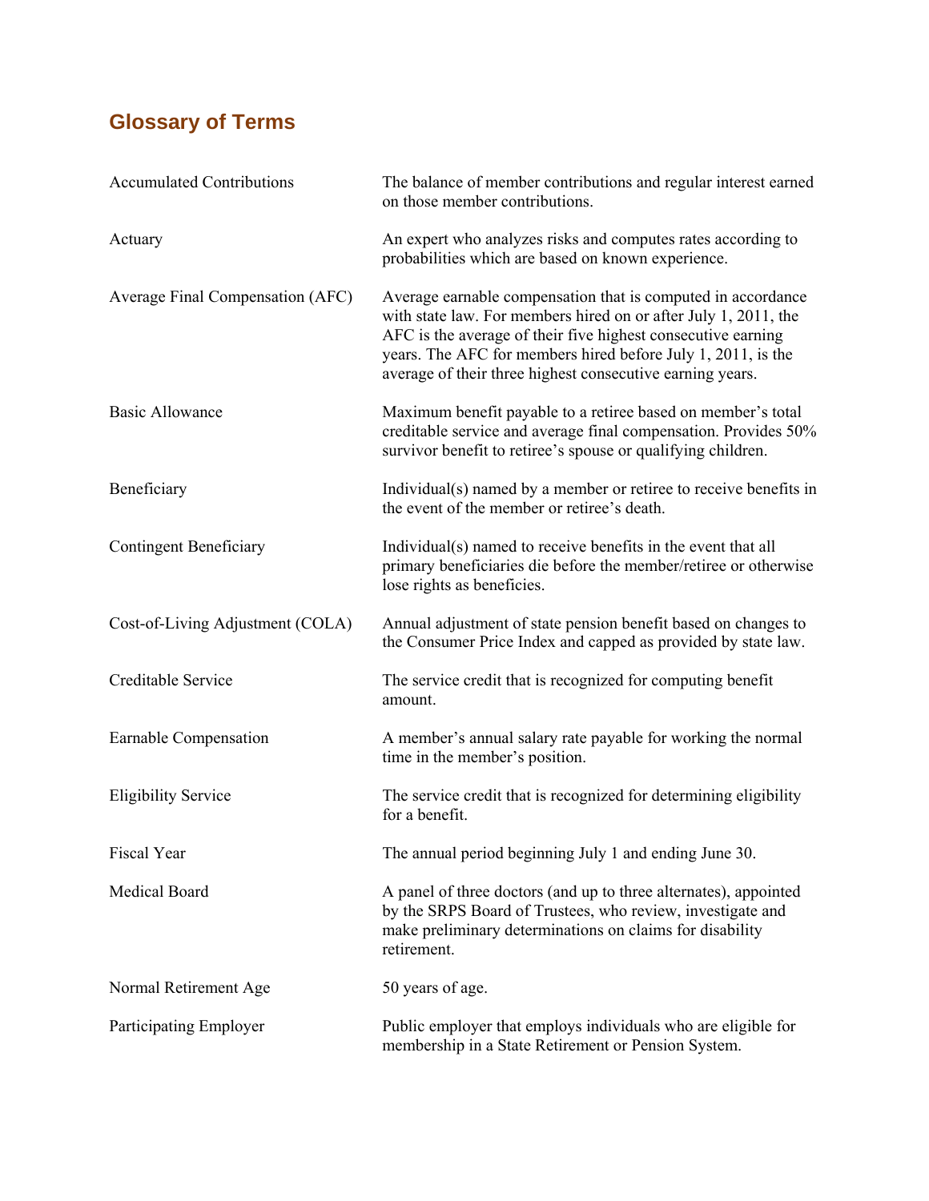## Glossary of Terms

| | |
|---|---|
| Accumulated Contributions | The balance of member contributions and regular interest earned on those member contributions. |
| Actuary | An expert who analyzes risks and computes rates according to probabilities which are based on known experience. |
| Average Final Compensation (AFC) | Average earnable compensation that is computed in accordance with state law. For members hired on or after July 1, 2011, the AFC is the average of their five highest consecutive earning years. The AFC for members hired before July 1, 2011, is the average of their three highest consecutive earning years. |
| Basic Allowance | Maximum benefit payable to a retiree based on member's total creditable service and average final compensation. Provides 50% survivor benefit to retiree's spouse or qualifying children. |
| Beneficiary | Individual(s) named by a member or retiree to receive benefits in the event of the member or retiree's death. |
| Contingent Beneficiary | Individual(s) named to receive benefits in the event that all primary beneficiaries die before the member/retiree or otherwise lose rights as beneficies. |
| Cost-of-Living Adjustment (COLA) | Annual adjustment of state pension benefit based on changes to the Consumer Price Index and capped as provided by state law. |
| Creditable Service | The service credit that is recognized for computing benefit amount. |
| Earnable Compensation | A member's annual salary rate payable for working the normal time in the member's position. |
| Eligibility Service | The service credit that is recognized for determining eligibility for a benefit. |
| Fiscal Year | The annual period beginning July 1 and ending June 30. |
| Medical Board | A panel of three doctors (and up to three alternates), appointed by the SRPS Board of Trustees, who review, investigate and make preliminary determinations on claims for disability retirement. |
| Normal Retirement Age | 50 years of age. |
| Participating Employer | Public employer that employs individuals who are eligible for membership in a State Retirement or Pension System. |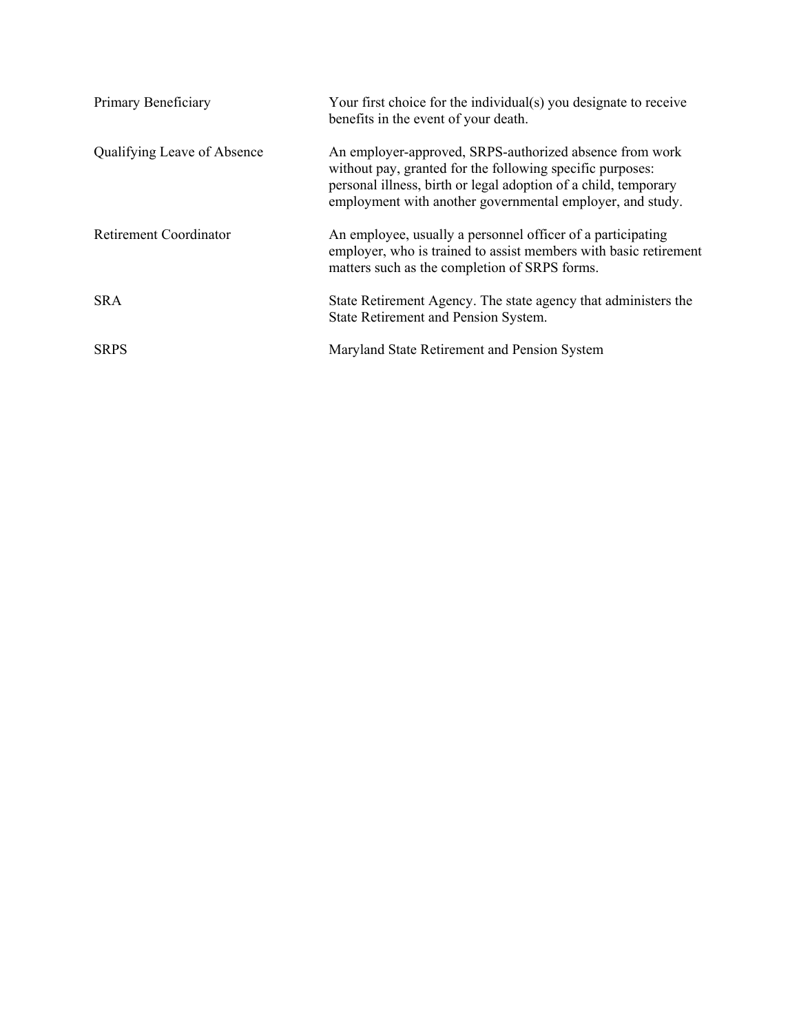| | |
|---|---|
| Primary Beneficiary | Your first choice for the individual(s) you designate to receive benefits in the event of your death. |
| Qualifying Leave of Absence | An employer-approved, SRPS-authorized absence from work without pay, granted for the following specific purposes: personal illness, birth or legal adoption of a child, temporary employment with another governmental employer, and study. |
| Retirement Coordinator | An employee, usually a personnel officer of a participating employer, who is trained to assist members with basic retirement matters such as the completion of SRPS forms. |
| SRA | State Retirement Agency. The state agency that administers the State Retirement and Pension System. |
| SRPS | Maryland State Retirement and Pension System |